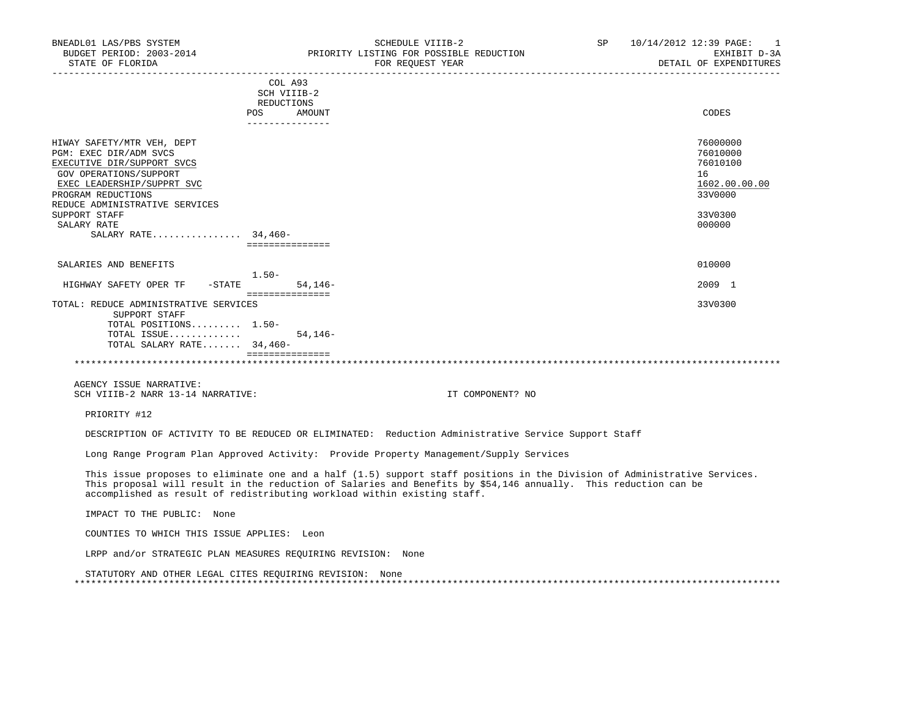BNEADL01 LAS/PBS SYSTEM
BUDGET PERIOD: 2003-2014
STATE OF FLORIDA

SCHEDULE VIIIB-2
PRIORITY LISTING FOR POSSIBLE REDUCTION
FOR REQUEST YEAR

SP 10/14/2012 12:39 PAGE: 1
EXHIBIT D-3A
DETAIL OF EXPENDITURES

| | COL A93 SCH VIIIB-2 REDUCTIONS POS | AMOUNT | CODES |
|---|---|---|---|
| HIWAY SAFETY/MTR VEH, DEPT | | | 76000000 |
| PGM: EXEC DIR/ADM SVCS | | | 76010000 |
| EXECUTIVE DIR/SUPPORT SVCS | | | 76010100 |
| GOV OPERATIONS/SUPPORT | | | 16 |
| EXEC LEADERSHIP/SUPPRT SVC | | | 1602.00.00.00 |
| PROGRAM REDUCTIONS | | | 33V0000 |
| REDUCE ADMINISTRATIVE SERVICES | | | |
| SUPPORT STAFF | | | 33V0300 |
| SALARY RATE | | | 000000 |
| SALARY RATE................ | 34,460- | | |
| SALARIES AND BENEFITS | | | 010000 |
| HIGHWAY SAFETY OPER TF -STATE | 1.50- | 54,146- | 2009 1 |
| TOTAL: REDUCE ADMINISTRATIVE SERVICES SUPPORT STAFF | | | 33V0300 |
| TOTAL POSITIONS......... | 1.50- | | |
| TOTAL ISSUE............ | | 54,146- | |
| TOTAL SALARY RATE....... | 34,460- | | |

AGENCY ISSUE NARRATIVE:
SCH VIIIB-2 NARR 13-14 NARRATIVE: IT COMPONENT? NO

PRIORITY #12

DESCRIPTION OF ACTIVITY TO BE REDUCED OR ELIMINATED: Reduction Administrative Service Support Staff

Long Range Program Plan Approved Activity: Provide Property Management/Supply Services

This issue proposes to eliminate one and a half (1.5) support staff positions in the Division of Administrative Services. This proposal will result in the reduction of Salaries and Benefits by $54,146 annually. This reduction can be accomplished as result of redistributing workload within existing staff.

IMPACT TO THE PUBLIC: None

COUNTIES TO WHICH THIS ISSUE APPLIES: Leon

LRPP and/or STRATEGIC PLAN MEASURES REQUIRING REVISION: None

STATUTORY AND OTHER LEGAL CITES REQUIRING REVISION: None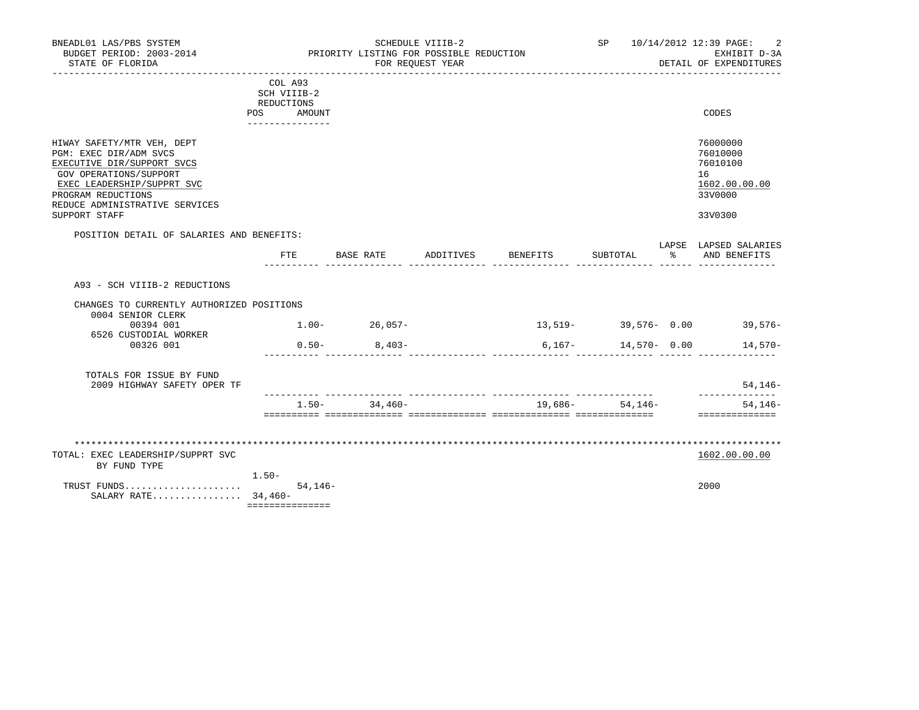BNEADL01 LAS/PBS SYSTEM — SCHEDULE VIIIB-2 — SP 10/14/2012 12:39
BUDGET PERIOD: 2003-2014 — PRIORITY LISTING FOR POSSIBLE REDUCTION — EXHIBIT D-3A
STATE OF FLORIDA — FOR REQUEST YEAR — DETAIL OF EXPENDITURES

| | COL A93 SCH VIIIB-2 REDUCTIONS POS | AMOUNT | CODES |
|---|---|---|---|
| HIWAY SAFETY/MTR VEH, DEPT | | | 76000000 |
| PGM: EXEC DIR/ADM SVCS | | | 76010000 |
| EXECUTIVE DIR/SUPPORT SVCS | | | 76010100 |
| GOV OPERATIONS/SUPPORT | | | 16 |
| EXEC LEADERSHIP/SUPPRT SVC | | | 1602.00.00.00 |
| PROGRAM REDUCTIONS | | | 33V0000 |
| REDUCE ADMINISTRATIVE SERVICES SUPPORT STAFF | | | 33V0300 |

POSITION DETAIL OF SALARIES AND BENEFITS:

| | FTE | BASE RATE | ADDITIVES | BENEFITS | SUBTOTAL | LAPSE % | LAPSED SALARIES AND BENEFITS |
|---|---|---|---|---|---|---|---|
| A93 - SCH VIIIB-2 REDUCTIONS | | | | | | | |
| CHANGES TO CURRENTLY AUTHORIZED POSITIONS | | | | | | | |
| 0004 SENIOR CLERK | | | | | | | |
| 00394 001 | 1.00- | 26,057- | | 13,519- | 39,576- | 0.00 | 39,576- |
| 6526 CUSTODIAL WORKER | | | | | | | |
| 00326 001 | 0.50- | 8,403- | | 6,167- | 14,570- | 0.00 | 14,570- |
| TOTALS FOR ISSUE BY FUND | | | | | | | |
| 2009 HIGHWAY SAFETY OPER TF | | | | | | | 54,146- |
| | 1.50- | 34,460- | | 19,686- | 54,146- | | 54,146- |

| TOTAL: EXEC LEADERSHIP/SUPPRT SVC BY FUND TYPE | POS | AMOUNT | CODES |
|---|---|---|---|
| | | | 1602.00.00.00 |
| TRUST FUNDS | 1.50- | 54,146- | 2000 |
| SALARY RATE | 34,460- | | |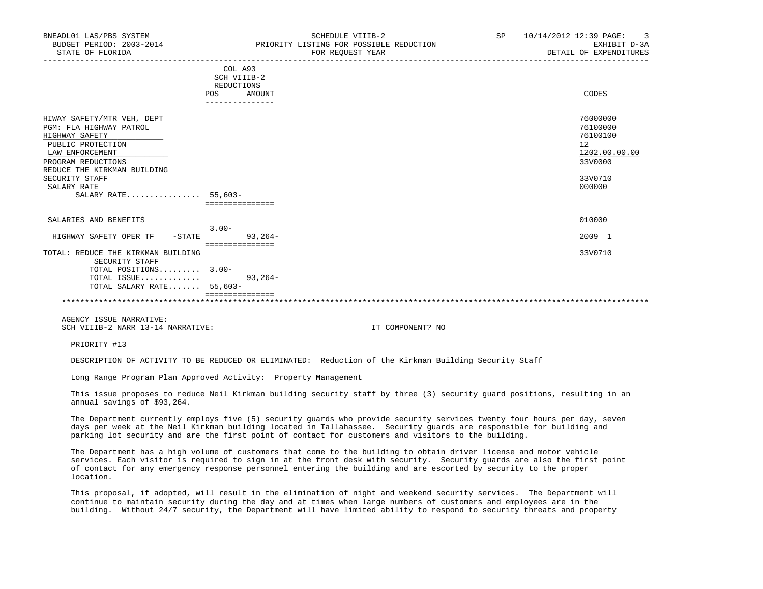| | COL A93 SCH VIIIB-2 REDUCTIONS POS | AMOUNT | CODES |
|---|---|---|---|
| HIWAY SAFETY/MTR VEH, DEPT | | | 76000000 |
| PGM: FLA HIGHWAY PATROL | | | 76100000 |
| HIGHWAY SAFETY | | | 76100100 |
| PUBLIC PROTECTION | | | 12 |
| LAW ENFORCEMENT | | | 1202.00.00.00 |
| PROGRAM REDUCTIONS | | | 33V0000 |
| REDUCE THE KIRKMAN BUILDING SECURITY STAFF | | | 33V0710 |
| SALARY RATE | | | 000000 |
| SALARY RATE................ | 55,603- | | |
| SALARIES AND BENEFITS | | | 010000 |
| | 3.00- | | |
| HIGHWAY SAFETY OPER TF -STATE | | 93,264- | 2009 1 |
| TOTAL: REDUCE THE KIRKMAN BUILDING SECURITY STAFF | | | 33V0710 |
| TOTAL POSITIONS......... | 3.00- | | |
| TOTAL ISSUE............. | | 93,264- | |
| TOTAL SALARY RATE....... | 55,603- | | |

AGENCY ISSUE NARRATIVE:
SCH VIIIB-2 NARR 13-14 NARRATIVE: IT COMPONENT? NO

PRIORITY #13

DESCRIPTION OF ACTIVITY TO BE REDUCED OR ELIMINATED: Reduction of the Kirkman Building Security Staff

Long Range Program Plan Approved Activity: Property Management

This issue proposes to reduce Neil Kirkman building security staff by three (3) security guard positions, resulting in an annual savings of $93,264.

The Department currently employs five (5) security guards who provide security services twenty four hours per day, seven days per week at the Neil Kirkman building located in Tallahassee. Security guards are responsible for building and parking lot security and are the first point of contact for customers and visitors to the building.

The Department has a high volume of customers that come to the building to obtain driver license and motor vehicle services. Each visitor is required to sign in at the front desk with security. Security guards are also the first point of contact for any emergency response personnel entering the building and are escorted by security to the proper location.

This proposal, if adopted, will result in the elimination of night and weekend security services. The Department will continue to maintain security during the day and at times when large numbers of customers and employees are in the building. Without 24/7 security, the Department will have limited ability to respond to security threats and property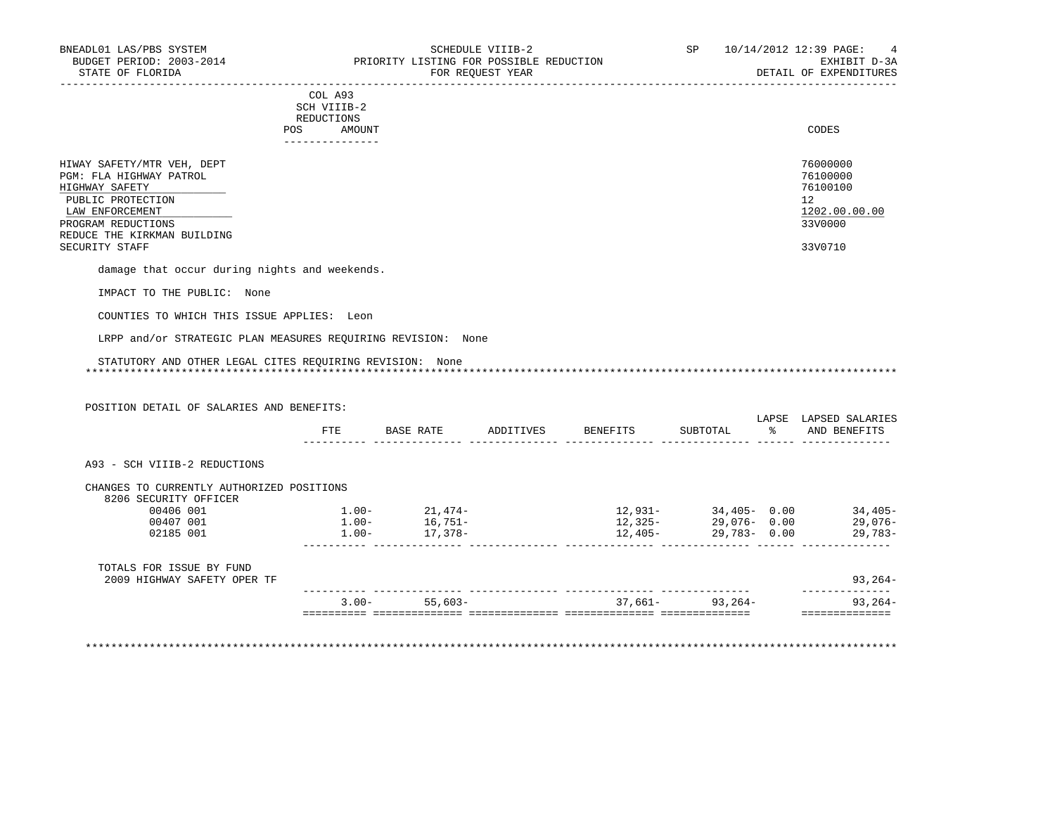COL A93
SCH VIIIB-2
REDUCTIONS
POS AMOUNT

| | CODES |
|---|---|
| HIWAY SAFETY/MTR VEH, DEPT | 76000000 |
| PGM: FLA HIGHWAY PATROL | 76100000 |
| HIGHWAY SAFETY | 76100100 |
| PUBLIC PROTECTION | 12 |
| LAW ENFORCEMENT | 1202.00.00.00 |
| PROGRAM REDUCTIONS | 33V0000 |
| REDUCE THE KIRKMAN BUILDING SECURITY STAFF | 33V0710 |

damage that occur during nights and weekends.

IMPACT TO THE PUBLIC: None

COUNTIES TO WHICH THIS ISSUE APPLIES: Leon

LRPP and/or STRATEGIC PLAN MEASURES REQUIRING REVISION: None

STATUTORY AND OTHER LEGAL CITES REQUIRING REVISION: None

POSITION DETAIL OF SALARIES AND BENEFITS:

| | FTE | BASE RATE | ADDITIVES | BENEFITS | SUBTOTAL | LAPSE % | LAPSED SALARIES AND BENEFITS |
|---|---|---|---|---|---|---|---|
| A93 - SCH VIIIB-2 REDUCTIONS | | | | | | | |
| CHANGES TO CURRENTLY AUTHORIZED POSITIONS | | | | | | | |
| 8206 SECURITY OFFICER | | | | | | | |
| 00406 001 | 1.00- | 21,474- | | 12,931- | 34,405- | 0.00 | 34,405- |
| 00407 001 | 1.00- | 16,751- | | 12,325- | 29,076- | 0.00 | 29,076- |
| 02185 001 | 1.00- | 17,378- | | 12,405- | 29,783- | 0.00 | 29,783- |
| TOTALS FOR ISSUE BY FUND | | | | | | | |
| 2009 HIGHWAY SAFETY OPER TF | | | | | | | 93,264- |
| | 3.00- | 55,603- | | 37,661- | 93,264- | | 93,264- |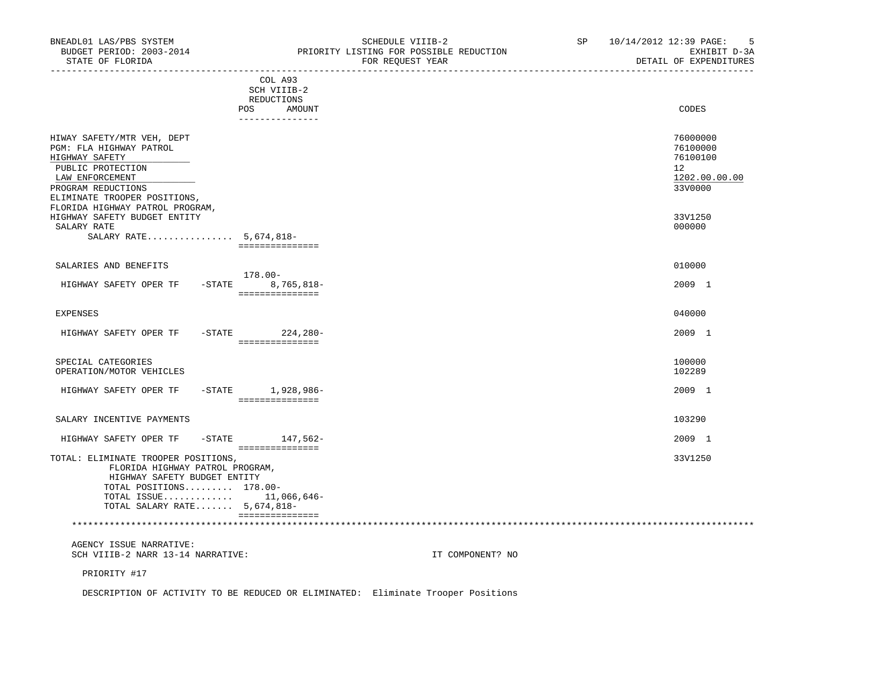| | COL A93 SCH VIIIB-2 REDUCTIONS POS | AMOUNT | CODES |
|---|---|---|---|
| HIWAY SAFETY/MTR VEH, DEPT | | | 76000000 |
| PGM: FLA HIGHWAY PATROL | | | 76100000 |
| HIGHWAY SAFETY | | | 76100100 |
| PUBLIC PROTECTION | | | 12 |
| LAW ENFORCEMENT | | | 1202.00.00.00 |
| PROGRAM REDUCTIONS | | | 33V0000 |
| ELIMINATE TROOPER POSITIONS, FLORIDA HIGHWAY PATROL PROGRAM, HIGHWAY SAFETY BUDGET ENTITY | | | 33V1250 |
| SALARY RATE | | | 000000 |
| SALARY RATE................ | 5,674,818- | | |
| SALARIES AND BENEFITS | | | 010000 |
| HIGHWAY SAFETY OPER TF -STATE | 178.00- | 8,765,818- | 2009 1 |
| EXPENSES | | | 040000 |
| HIGHWAY SAFETY OPER TF -STATE | | 224,280- | 2009 1 |
| SPECIAL CATEGORIES | | | 100000 |
| OPERATION/MOTOR VEHICLES | | | 102289 |
| HIGHWAY SAFETY OPER TF -STATE | | 1,928,986- | 2009 1 |
| SALARY INCENTIVE PAYMENTS | | | 103290 |
| HIGHWAY SAFETY OPER TF -STATE | | 147,562- | 2009 1 |
| TOTAL: ELIMINATE TROOPER POSITIONS, FLORIDA HIGHWAY PATROL PROGRAM, HIGHWAY SAFETY BUDGET ENTITY | | | 33V1250 |
| TOTAL POSITIONS......... | 178.00- | | |
| TOTAL ISSUE............. | | 11,066,646- | |
| TOTAL SALARY RATE....... | 5,674,818- | | |

AGENCY ISSUE NARRATIVE:

SCH VIIIB-2 NARR 13-14 NARRATIVE: IT COMPONENT? NO

PRIORITY #17

DESCRIPTION OF ACTIVITY TO BE REDUCED OR ELIMINATED: Eliminate Trooper Positions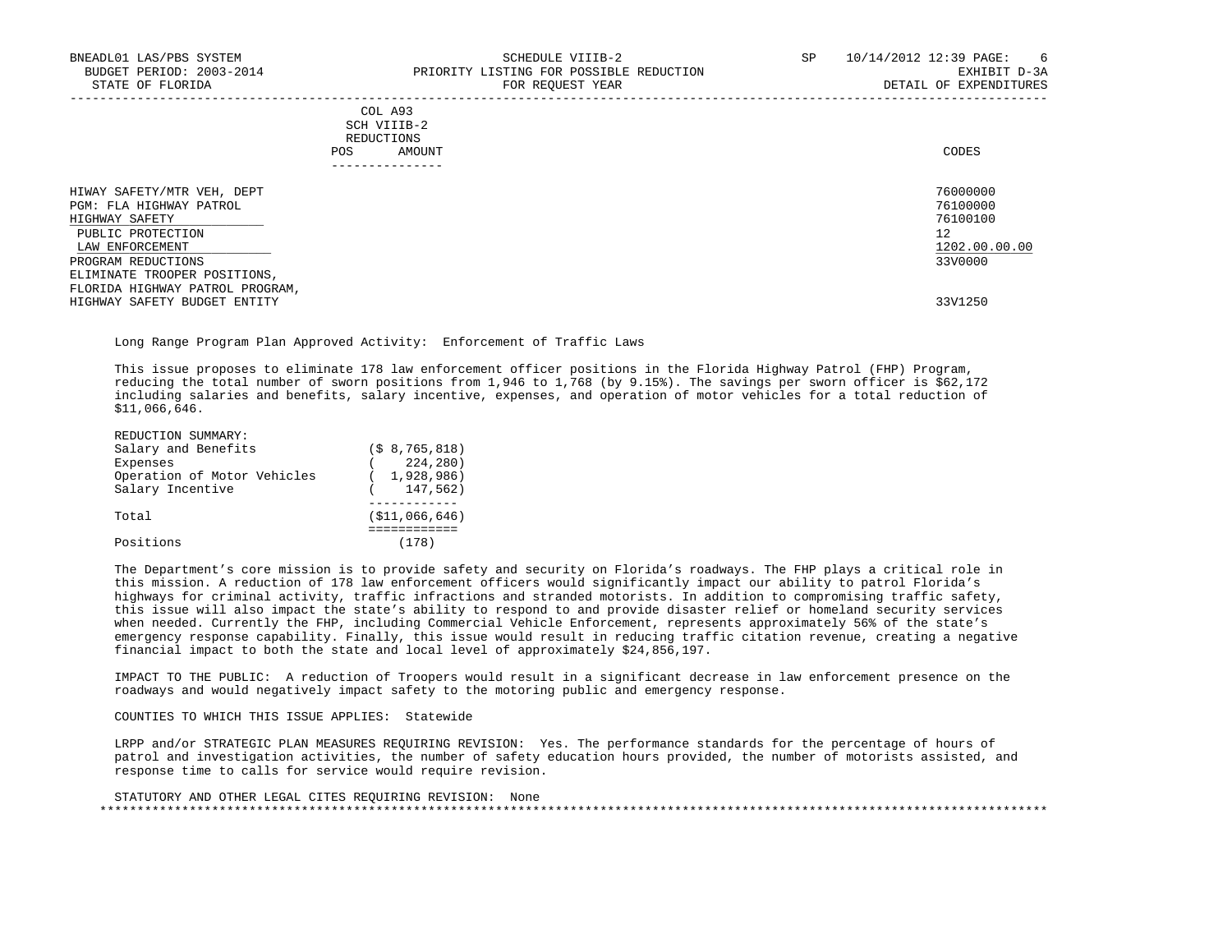COL A93
SCH VIIIB-2
REDUCTIONS

| | POS | AMOUNT | CODES |
|---|---|---|---|
| HIWAY SAFETY/MTR VEH, DEPT | | | 76000000 |
| PGM: FLA HIGHWAY PATROL | | | 76100000 |
| HIGHWAY SAFETY | | | 76100100 |
| PUBLIC PROTECTION | | | 12 |
| LAW ENFORCEMENT | | | 1202.00.00.00 |
| PROGRAM REDUCTIONS | | | 33V0000 |
| ELIMINATE TROOPER POSITIONS, FLORIDA HIGHWAY PATROL PROGRAM, HIGHWAY SAFETY BUDGET ENTITY | | | 33V1250 |

Long Range Program Plan Approved Activity: Enforcement of Traffic Laws

This issue proposes to eliminate 178 law enforcement officer positions in the Florida Highway Patrol (FHP) Program, reducing the total number of sworn positions from 1,946 to 1,768 (by 9.15%). The savings per sworn officer is $62,172 including salaries and benefits, salary incentive, expenses, and operation of motor vehicles for a total reduction of $11,066,646.

REDUCTION SUMMARY:

| | |
|---|---|
| Salary and Benefits | ($ 8,765,818) |
| Expenses | ( 224,280) |
| Operation of Motor Vehicles | ( 1,928,986) |
| Salary Incentive | ( 147,562) |
| Total | ($11,066,646) |
| Positions | (178) |

The Department's core mission is to provide safety and security on Florida's roadways. The FHP plays a critical role in this mission. A reduction of 178 law enforcement officers would significantly impact our ability to patrol Florida's highways for criminal activity, traffic infractions and stranded motorists. In addition to compromising traffic safety, this issue will also impact the state's ability to respond to and provide disaster relief or homeland security services when needed. Currently the FHP, including Commercial Vehicle Enforcement, represents approximately 56% of the state's emergency response capability. Finally, this issue would result in reducing traffic citation revenue, creating a negative financial impact to both the state and local level of approximately $24,856,197.

IMPACT TO THE PUBLIC: A reduction of Troopers would result in a significant decrease in law enforcement presence on the roadways and would negatively impact safety to the motoring public and emergency response.

COUNTIES TO WHICH THIS ISSUE APPLIES: Statewide

LRPP and/or STRATEGIC PLAN MEASURES REQUIRING REVISION: Yes. The performance standards for the percentage of hours of patrol and investigation activities, the number of safety education hours provided, the number of motorists assisted, and response time to calls for service would require revision.

STATUTORY AND OTHER LEGAL CITES REQUIRING REVISION: None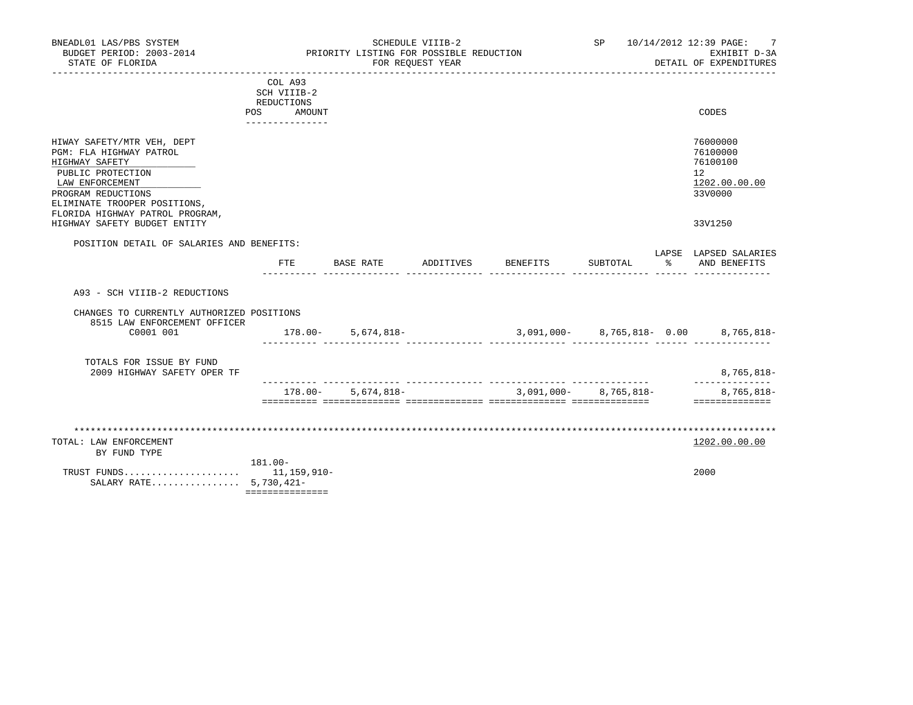BNEADL01 LAS/PBS SYSTEM — SCHEDULE VIIIB-2 — SP 10/14/2012 12:39

BUDGET PERIOD: 2003-2014 — PRIORITY LISTING FOR POSSIBLE REDUCTION — EXHIBIT D-3A

STATE OF FLORIDA — FOR REQUEST YEAR — DETAIL OF EXPENDITURES

COL A93 SCH VIIIB-2 REDUCTIONS (POS / AMOUNT)

| | CODES |
|---|---|
| HIWAY SAFETY/MTR VEH, DEPT | 76000000 |
| PGM: FLA HIGHWAY PATROL | 76100000 |
| HIGHWAY SAFETY | 76100100 |
| PUBLIC PROTECTION | 12 |
| LAW ENFORCEMENT | 1202.00.00.00 |
| PROGRAM REDUCTIONS | 33V0000 |
| ELIMINATE TROOPER POSITIONS, FLORIDA HIGHWAY PATROL PROGRAM, HIGHWAY SAFETY BUDGET ENTITY | 33V1250 |

POSITION DETAIL OF SALARIES AND BENEFITS:

| | FTE | BASE RATE | ADDITIVES | BENEFITS | SUBTOTAL | LAPSE % | LAPSED SALARIES AND BENEFITS |
|---|---|---|---|---|---|---|---|
| A93 - SCH VIIIB-2 REDUCTIONS | | | | | | | |
| CHANGES TO CURRENTLY AUTHORIZED POSITIONS | | | | | | | |
| 8515 LAW ENFORCEMENT OFFICER C0001 001 | 178.00- | 5,674,818- | | 3,091,000- | 8,765,818- | 0.00 | 8,765,818- |
| TOTALS FOR ISSUE BY FUND | | | | | | | |
| 2009 HIGHWAY SAFETY OPER TF | | | | | | | 8,765,818- |
| | 178.00- | 5,674,818- | | 3,091,000- | 8,765,818- | | 8,765,818- |

TOTAL: LAW ENFORCEMENT — 1202.00.00.00

BY FUND TYPE

| | POS / AMOUNT | CODES |
|---|---|---|
| | 181.00- | |
| TRUST FUNDS..................... | 11,159,910- | 2000 |
| SALARY RATE................ | 5,730,421- | |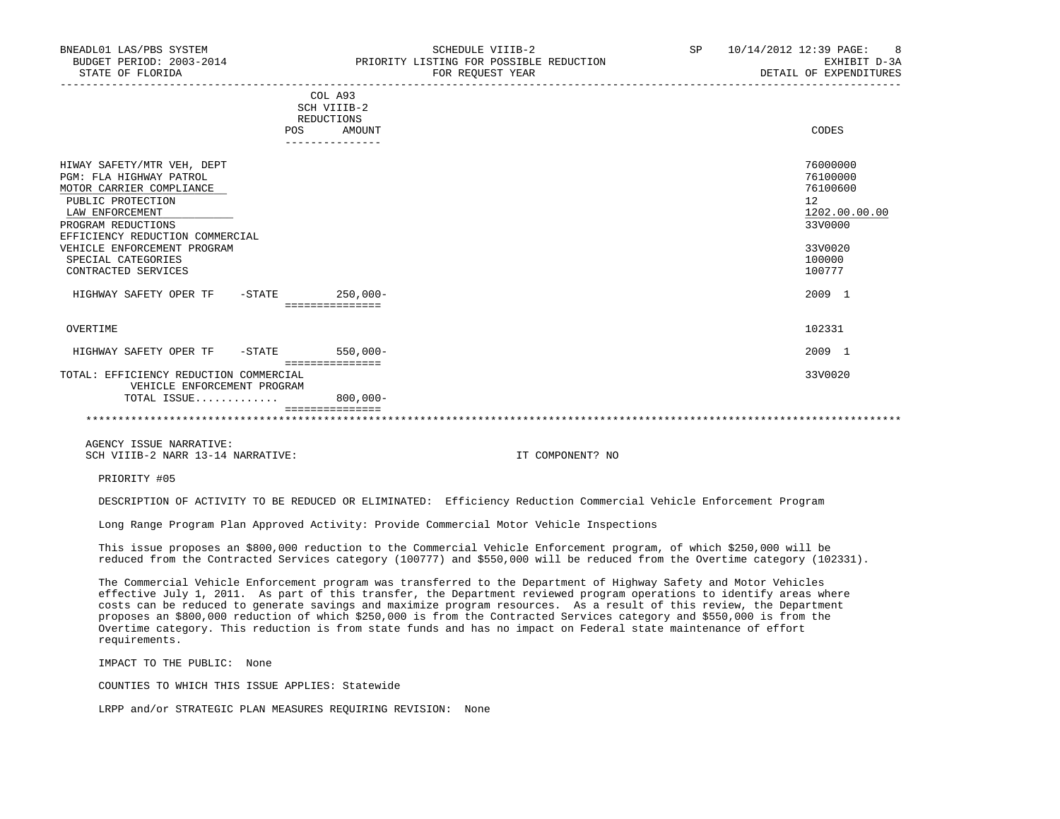BNEADL01 LAS/PBS SYSTEM  
BUDGET PERIOD: 2003-2014  
STATE OF FLORIDA

SCHEDULE VIIIB-2  
PRIORITY LISTING FOR POSSIBLE REDUCTION  
FOR REQUEST YEAR

SP 10/14/2012 12:39  
EXHIBIT D-3A  
DETAIL OF EXPENDITURES

| | COL A93 SCH VIIIB-2 REDUCTIONS POS | AMOUNT | CODES |
|---|---|---|---|
| HIWAY SAFETY/MTR VEH, DEPT | | | 76000000 |
| PGM: FLA HIGHWAY PATROL | | | 76100000 |
| MOTOR CARRIER COMPLIANCE | | | 76100600 |
| PUBLIC PROTECTION | | | 12 |
| LAW ENFORCEMENT | | | 1202.00.00.00 |
| PROGRAM REDUCTIONS | | | 33V0000 |
| EFFICIENCY REDUCTION COMMERCIAL VEHICLE ENFORCEMENT PROGRAM | | | 33V0020 |
| SPECIAL CATEGORIES | | | 100000 |
| CONTRACTED SERVICES | | | 100777 |
| HIGHWAY SAFETY OPER TF -STATE | | 250,000- | 2009 1 |
| OVERTIME | | | 102331 |
| HIGHWAY SAFETY OPER TF -STATE | | 550,000- | 2009 1 |
| TOTAL: EFFICIENCY REDUCTION COMMERCIAL VEHICLE ENFORCEMENT PROGRAM | | | 33V0020 |
| TOTAL ISSUE............ | | 800,000- | |

AGENCY ISSUE NARRATIVE:  
SCH VIIIB-2 NARR 13-14 NARRATIVE: IT COMPONENT? NO

PRIORITY #05

DESCRIPTION OF ACTIVITY TO BE REDUCED OR ELIMINATED: Efficiency Reduction Commercial Vehicle Enforcement Program

Long Range Program Plan Approved Activity: Provide Commercial Motor Vehicle Inspections

This issue proposes an $800,000 reduction to the Commercial Vehicle Enforcement program, of which $250,000 will be reduced from the Contracted Services category (100777) and $550,000 will be reduced from the Overtime category (102331).

The Commercial Vehicle Enforcement program was transferred to the Department of Highway Safety and Motor Vehicles effective July 1, 2011. As part of this transfer, the Department reviewed program operations to identify areas where costs can be reduced to generate savings and maximize program resources. As a result of this review, the Department proposes an $800,000 reduction of which $250,000 is from the Contracted Services category and $550,000 is from the Overtime category. This reduction is from state funds and has no impact on Federal state maintenance of effort requirements.

IMPACT TO THE PUBLIC: None

COUNTIES TO WHICH THIS ISSUE APPLIES: Statewide

LRPP and/or STRATEGIC PLAN MEASURES REQUIRING REVISION: None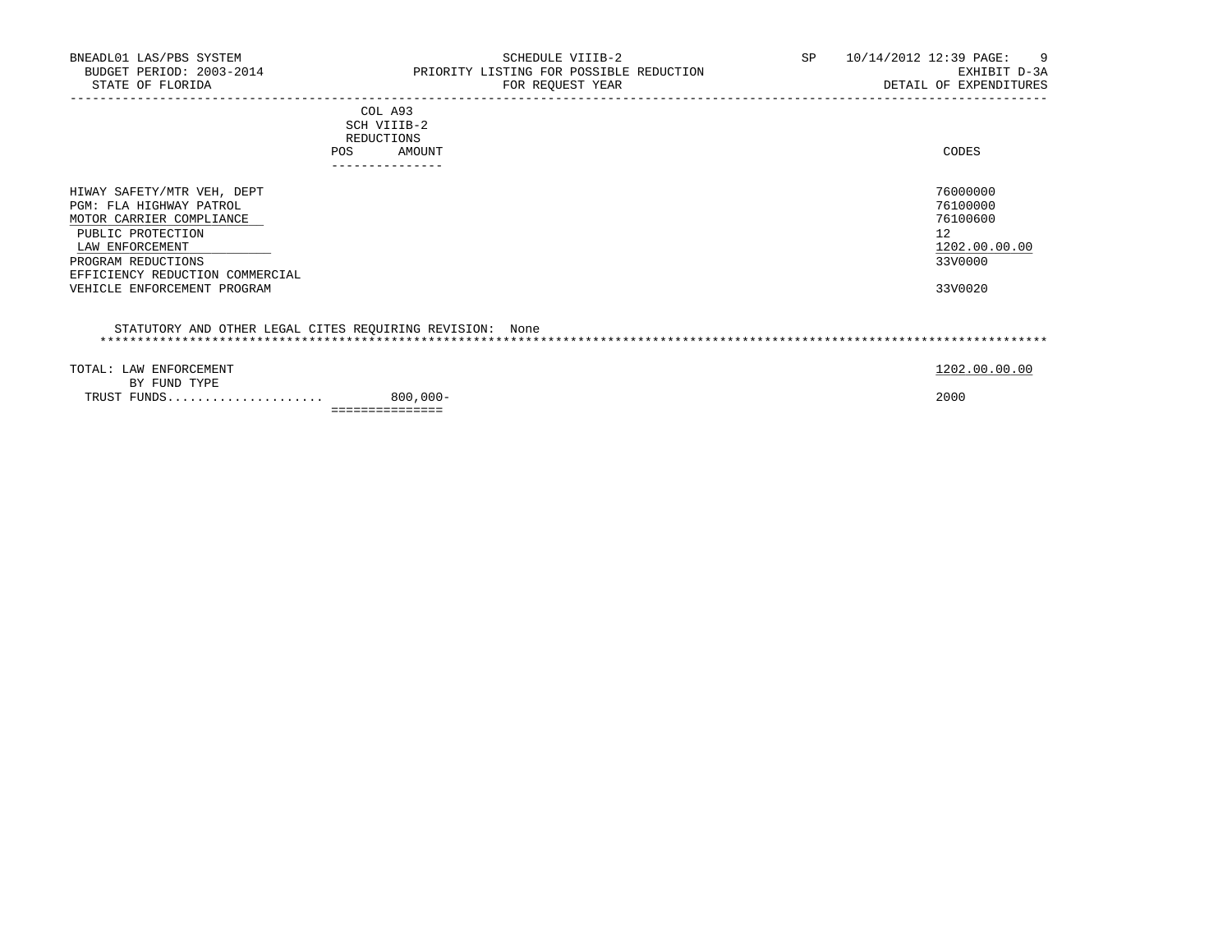BNEADL01 LAS/PBS SYSTEM — SCHEDULE VIIIB-2 — SP 10/14/2012 12:39

BUDGET PERIOD: 2003-2014 — PRIORITY LISTING FOR POSSIBLE REDUCTION — EXHIBIT D-3A

STATE OF FLORIDA — FOR REQUEST YEAR — DETAIL OF EXPENDITURES

| | COL A93 SCH VIIIB-2 REDUCTIONS POS AMOUNT | CODES |
|---|---|---|
| HIWAY SAFETY/MTR VEH, DEPT | | 76000000 |
| PGM: FLA HIGHWAY PATROL | | 76100000 |
| MOTOR CARRIER COMPLIANCE | | 76100600 |
| PUBLIC PROTECTION | | 12 |
| LAW ENFORCEMENT | | 1202.00.00.00 |
| PROGRAM REDUCTIONS | | 33V0000 |
| EFFICIENCY REDUCTION COMMERCIAL VEHICLE ENFORCEMENT PROGRAM | | 33V0020 |

STATUTORY AND OTHER LEGAL CITES REQUIRING REVISION: None

| | | |
|---|---|---|
| TOTAL: LAW ENFORCEMENT | | 1202.00.00.00 |
| BY FUND TYPE | | |
| TRUST FUNDS | 800,000- | 2000 |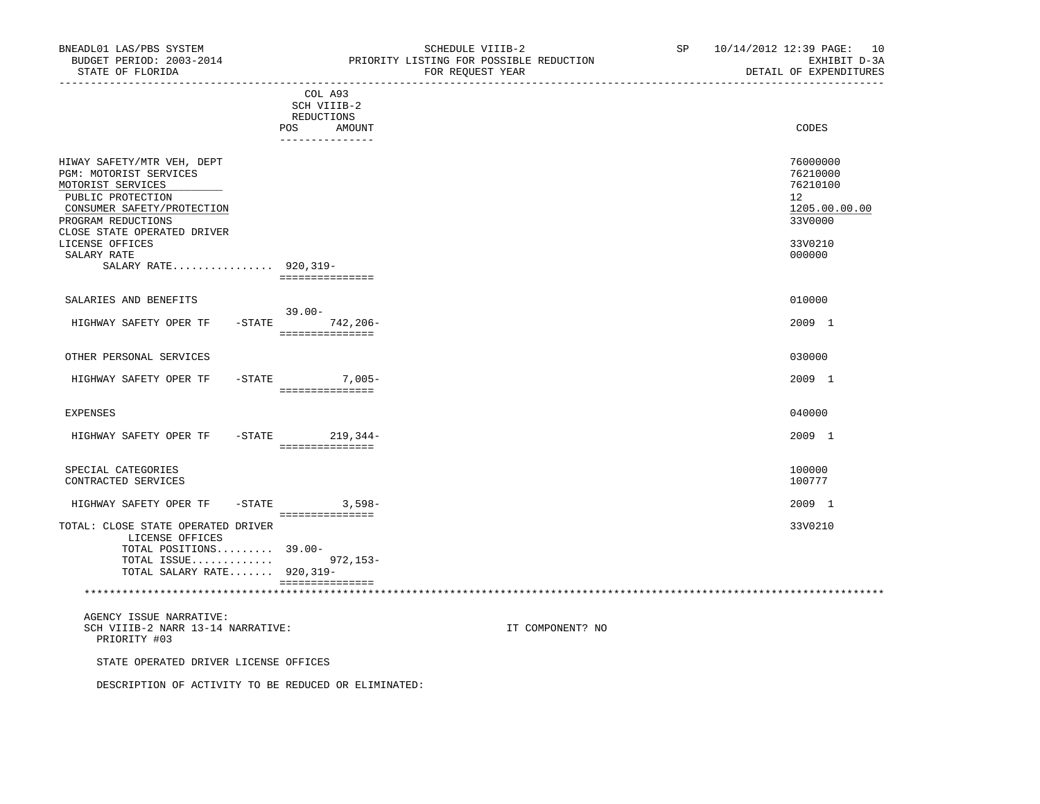BNEADL01 LAS/PBS SYSTEM | SCHEDULE VIIIB-2 | SP 10/14/2012 12:39 PAGE: 10
BUDGET PERIOD: 2003-2014 | PRIORITY LISTING FOR POSSIBLE REDUCTION | EXHIBIT D-3A
STATE OF FLORIDA | FOR REQUEST YEAR | DETAIL OF EXPENDITURES

| | COL A93 SCH VIIIB-2 REDUCTIONS POS | AMOUNT | CODES |
|---|---|---|---|
| HIWAY SAFETY/MTR VEH, DEPT | | | 76000000 |
| PGM: MOTORIST SERVICES | | | 76210000 |
| MOTORIST SERVICES | | | 76210100 |
| PUBLIC PROTECTION | | | 12 |
| CONSUMER SAFETY/PROTECTION | | | 1205.00.00.00 |
| PROGRAM REDUCTIONS | | | 33V0000 |
| CLOSE STATE OPERATED DRIVER LICENSE OFFICES | | | 33V0210 |
| SALARY RATE | | | 000000 |
| SALARY RATE................ | 920,319- | | |
| SALARIES AND BENEFITS | | | 010000 |
| HIGHWAY SAFETY OPER TF -STATE | 39.00- | 742,206- | 2009 1 |
| OTHER PERSONAL SERVICES | | | 030000 |
| HIGHWAY SAFETY OPER TF -STATE | | 7,005- | 2009 1 |
| EXPENSES | | | 040000 |
| HIGHWAY SAFETY OPER TF -STATE | | 219,344- | 2009 1 |
| SPECIAL CATEGORIES | | | 100000 |
| CONTRACTED SERVICES | | | 100777 |
| HIGHWAY SAFETY OPER TF -STATE | | 3,598- | 2009 1 |
| TOTAL: CLOSE STATE OPERATED DRIVER LICENSE OFFICES | | | 33V0210 |
| TOTAL POSITIONS......... | 39.00- | | |
| TOTAL ISSUE............. | | 972,153- | |
| TOTAL SALARY RATE....... | 920,319- | | |

AGENCY ISSUE NARRATIVE:
SCH VIIIB-2 NARR 13-14 NARRATIVE: IT COMPONENT? NO
PRIORITY #03

STATE OPERATED DRIVER LICENSE OFFICES

DESCRIPTION OF ACTIVITY TO BE REDUCED OR ELIMINATED: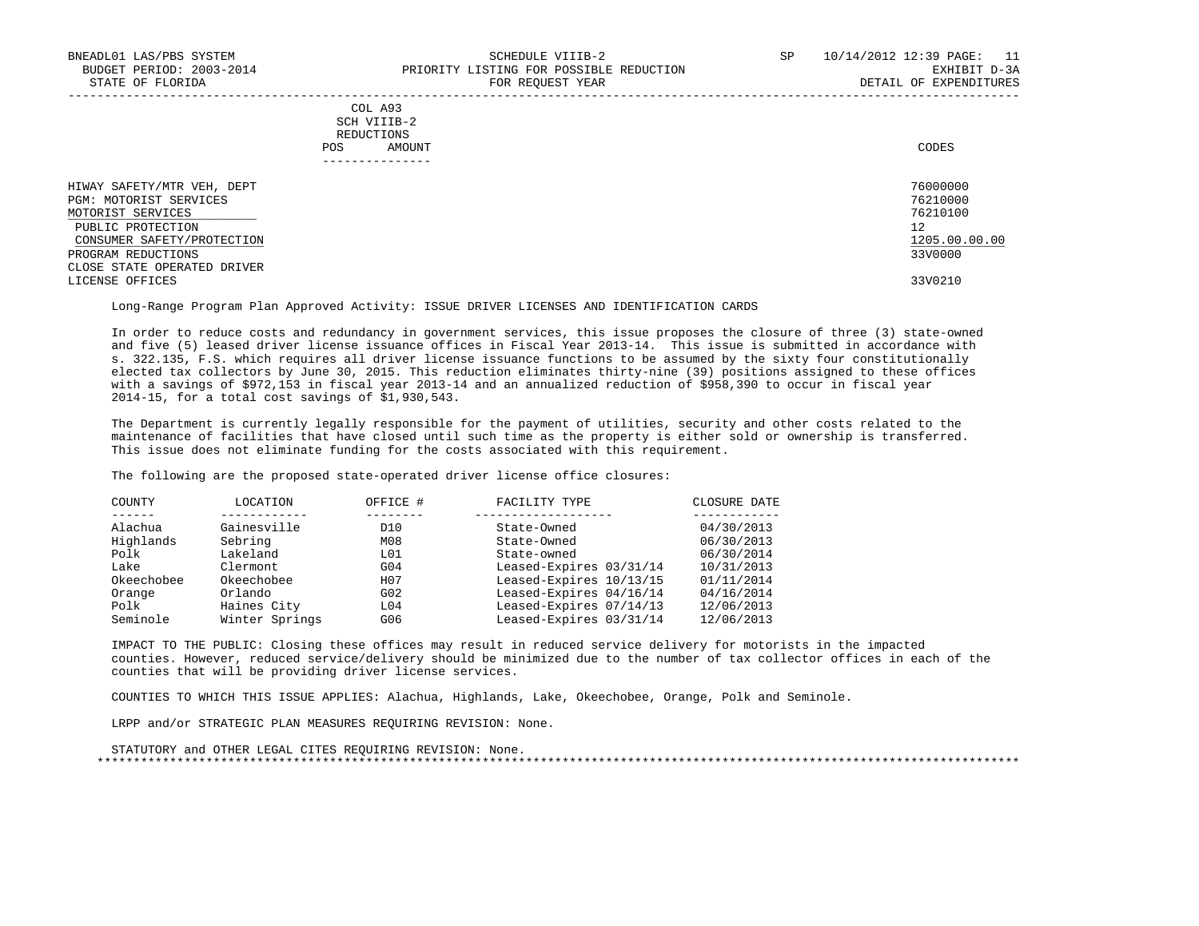BNEADL01 LAS/PBS SYSTEM
BUDGET PERIOD: 2003-2014
STATE OF FLORIDA

SCHEDULE VIIIB-2
PRIORITY LISTING FOR POSSIBLE REDUCTION
FOR REQUEST YEAR

SP 10/14/2012 12:39
EXHIBIT D-3A
DETAIL OF EXPENDITURES

| | COL A93 SCH VIIIB-2 REDUCTIONS POS AMOUNT | CODES |
|---|---|---|
| HIWAY SAFETY/MTR VEH, DEPT | | 76000000 |
| PGM: MOTORIST SERVICES | | 76210000 |
| MOTORIST SERVICES | | 76210100 |
| PUBLIC PROTECTION | | 12 |
| CONSUMER SAFETY/PROTECTION | | 1205.00.00.00 |
| PROGRAM REDUCTIONS | | 33V0000 |
| CLOSE STATE OPERATED DRIVER LICENSE OFFICES | | 33V0210 |

Long-Range Program Plan Approved Activity: ISSUE DRIVER LICENSES AND IDENTIFICATION CARDS

In order to reduce costs and redundancy in government services, this issue proposes the closure of three (3) state-owned and five (5) leased driver license issuance offices in Fiscal Year 2013-14. This issue is submitted in accordance with s. 322.135, F.S. which requires all driver license issuance functions to be assumed by the sixty four constitutionally elected tax collectors by June 30, 2015. This reduction eliminates thirty-nine (39) positions assigned to these offices with a savings of $972,153 in fiscal year 2013-14 and an annualized reduction of $958,390 to occur in fiscal year 2014-15, for a total cost savings of $1,930,543.

The Department is currently legally responsible for the payment of utilities, security and other costs related to the maintenance of facilities that have closed until such time as the property is either sold or ownership is transferred. This issue does not eliminate funding for the costs associated with this requirement.

The following are the proposed state-operated driver license office closures:

| COUNTY | LOCATION | OFFICE # | FACILITY TYPE | CLOSURE DATE |
|---|---|---|---|---|
| Alachua | Gainesville | D10 | State-Owned | 04/30/2013 |
| Highlands | Sebring | M08 | State-Owned | 06/30/2013 |
| Polk | Lakeland | L01 | State-owned | 06/30/2014 |
| Lake | Clermont | G04 | Leased-Expires 03/31/14 | 10/31/2013 |
| Okeechobee | Okeechobee | H07 | Leased-Expires 10/13/15 | 01/11/2014 |
| Orange | Orlando | G02 | Leased-Expires 04/16/14 | 04/16/2014 |
| Polk | Haines City | L04 | Leased-Expires 07/14/13 | 12/06/2013 |
| Seminole | Winter Springs | G06 | Leased-Expires 03/31/14 | 12/06/2013 |

IMPACT TO THE PUBLIC: Closing these offices may result in reduced service delivery for motorists in the impacted counties. However, reduced service/delivery should be minimized due to the number of tax collector offices in each of the counties that will be providing driver license services.

COUNTIES TO WHICH THIS ISSUE APPLIES: Alachua, Highlands, Lake, Okeechobee, Orange, Polk and Seminole.

LRPP and/or STRATEGIC PLAN MEASURES REQUIRING REVISION: None.

STATUTORY and OTHER LEGAL CITES REQUIRING REVISION: None.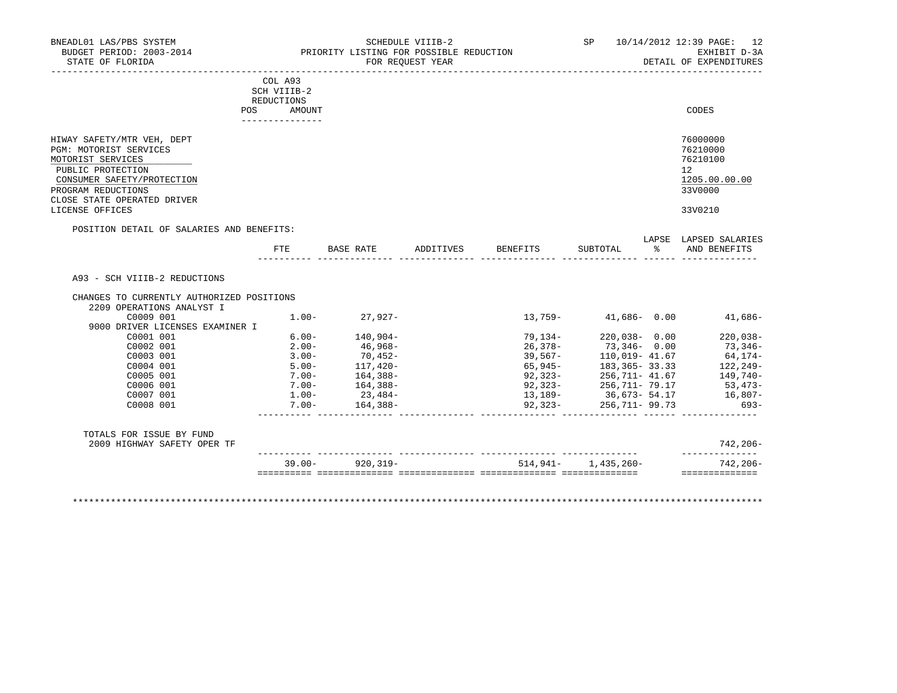BNEADL01 LAS/PBS SYSTEM — SCHEDULE VIIIB-2 — SP 10/14/2012 12:39
BUDGET PERIOD: 2003-2014 — PRIORITY LISTING FOR POSSIBLE REDUCTION — EXHIBIT D-3A
STATE OF FLORIDA — FOR REQUEST YEAR — DETAIL OF EXPENDITURES

COL A93 SCH VIIIB-2 REDUCTIONS — POS / AMOUNT

| | CODES |
|---|---|
| HIWAY SAFETY/MTR VEH, DEPT | 76000000 |
| PGM: MOTORIST SERVICES | 76210000 |
| MOTORIST SERVICES | 76210100 |
| PUBLIC PROTECTION | 12 |
| CONSUMER SAFETY/PROTECTION | 1205.00.00.00 |
| PROGRAM REDUCTIONS | 33V0000 |
| CLOSE STATE OPERATED DRIVER LICENSE OFFICES | 33V0210 |

POSITION DETAIL OF SALARIES AND BENEFITS:

| | FTE | BASE RATE | ADDITIVES | BENEFITS | SUBTOTAL | LAPSE % | LAPSED SALARIES AND BENEFITS |
|---|---|---|---|---|---|---|---|
| A93 - SCH VIIIB-2 REDUCTIONS | | | | | | | |
| CHANGES TO CURRENTLY AUTHORIZED POSITIONS | | | | | | | |
| 2209 OPERATIONS ANALYST I | | | | | | | |
| C0009 001 | 1.00- | 27,927- | | 13,759- | 41,686- | 0.00 | 41,686- |
| 9000 DRIVER LICENSES EXAMINER I | | | | | | | |
| C0001 001 | 6.00- | 140,904- | | 79,134- | 220,038- | 0.00 | 220,038- |
| C0002 001 | 2.00- | 46,968- | | 26,378- | 73,346- | 0.00 | 73,346- |
| C0003 001 | 3.00- | 70,452- | | 39,567- | 110,019- | 41.67 | 64,174- |
| C0004 001 | 5.00- | 117,420- | | 65,945- | 183,365- | 33.33 | 122,249- |
| C0005 001 | 7.00- | 164,388- | | 92,323- | 256,711- | 41.67 | 149,740- |
| C0006 001 | 7.00- | 164,388- | | 92,323- | 256,711- | 79.17 | 53,473- |
| C0007 001 | 1.00- | 23,484- | | 13,189- | 36,673- | 54.17 | 16,807- |
| C0008 001 | 7.00- | 164,388- | | 92,323- | 256,711- | 99.73 | 693- |
| TOTALS FOR ISSUE BY FUND | | | | | | | |
| 2009 HIGHWAY SAFETY OPER TF | | | | | | | 742,206- |
| | 39.00- | 920,319- | | 514,941- | 1,435,260- | | 742,206- |

************************************************************************************************************************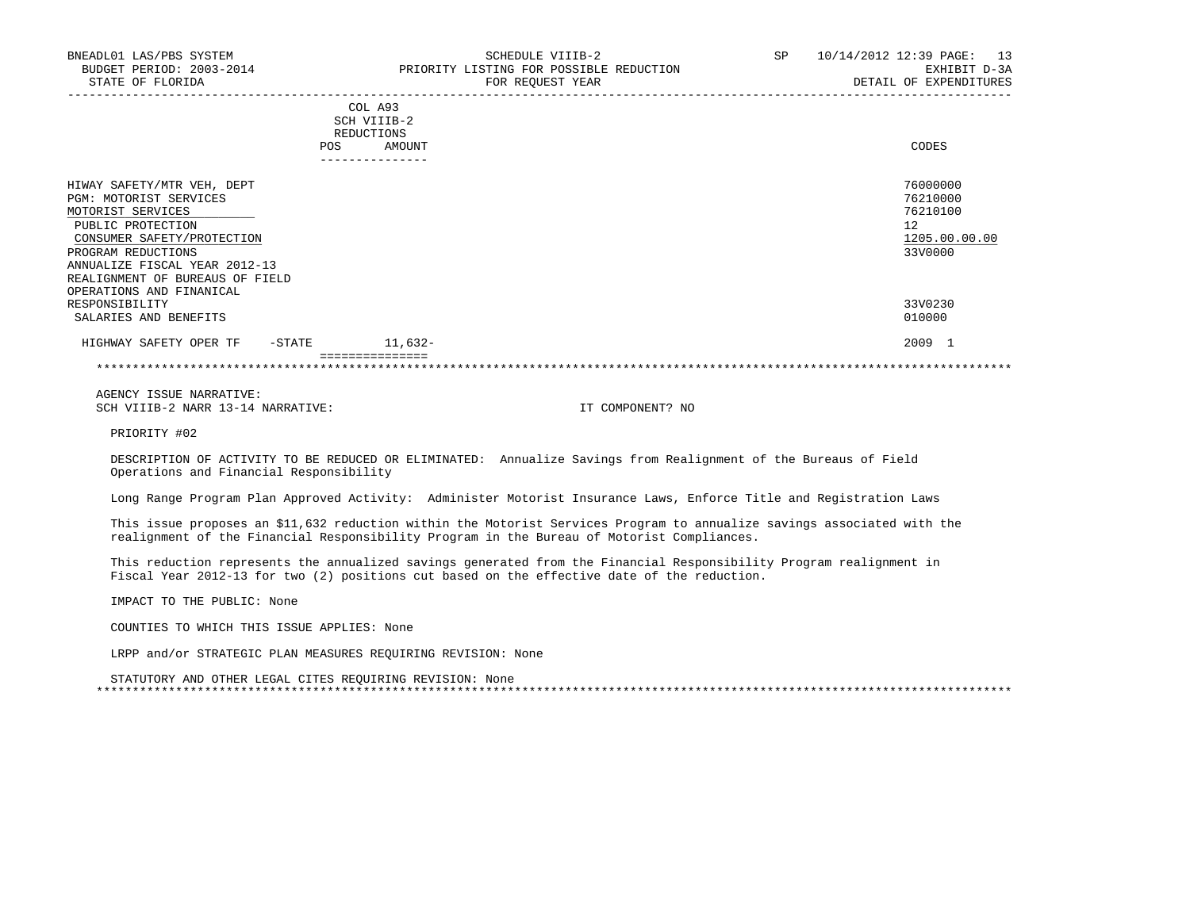BNEADL01 LAS/PBS SYSTEM — SCHEDULE VIIIB-2 — SP 10/14/2012 12:39 PAGE: 13
BUDGET PERIOD: 2003-2014 — PRIORITY LISTING FOR POSSIBLE REDUCTION — EXHIBIT D-3A
STATE OF FLORIDA — FOR REQUEST YEAR — DETAIL OF EXPENDITURES

| | COL A93 SCH VIIIB-2 REDUCTIONS POS | AMOUNT | CODES |
|---|---|---|---|
| HIWAY SAFETY/MTR VEH, DEPT | | | 76000000 |
| PGM: MOTORIST SERVICES | | | 76210000 |
| MOTORIST SERVICES | | | 76210100 |
| PUBLIC PROTECTION | | | 12 |
| CONSUMER SAFETY/PROTECTION | | | 1205.00.00.00 |
| PROGRAM REDUCTIONS | | | 33V0000 |
| ANNUALIZE FISCAL YEAR 2012-13 REALIGNMENT OF BUREAUS OF FIELD OPERATIONS AND FINANICAL RESPONSIBILITY | | | 33V0230 |
| SALARIES AND BENEFITS | | | 010000 |
| HIGHWAY SAFETY OPER TF -STATE | | 11,632- | 2009 1 |

AGENCY ISSUE NARRATIVE:
SCH VIIIB-2 NARR 13-14 NARRATIVE: IT COMPONENT? NO

PRIORITY #02

DESCRIPTION OF ACTIVITY TO BE REDUCED OR ELIMINATED: Annualize Savings from Realignment of the Bureaus of Field Operations and Financial Responsibility

Long Range Program Plan Approved Activity: Administer Motorist Insurance Laws, Enforce Title and Registration Laws

This issue proposes an $11,632 reduction within the Motorist Services Program to annualize savings associated with the realignment of the Financial Responsibility Program in the Bureau of Motorist Compliances.

This reduction represents the annualized savings generated from the Financial Responsibility Program realignment in Fiscal Year 2012-13 for two (2) positions cut based on the effective date of the reduction.

IMPACT TO THE PUBLIC: None

COUNTIES TO WHICH THIS ISSUE APPLIES: None

LRPP and/or STRATEGIC PLAN MEASURES REQUIRING REVISION: None

STATUTORY AND OTHER LEGAL CITES REQUIRING REVISION: None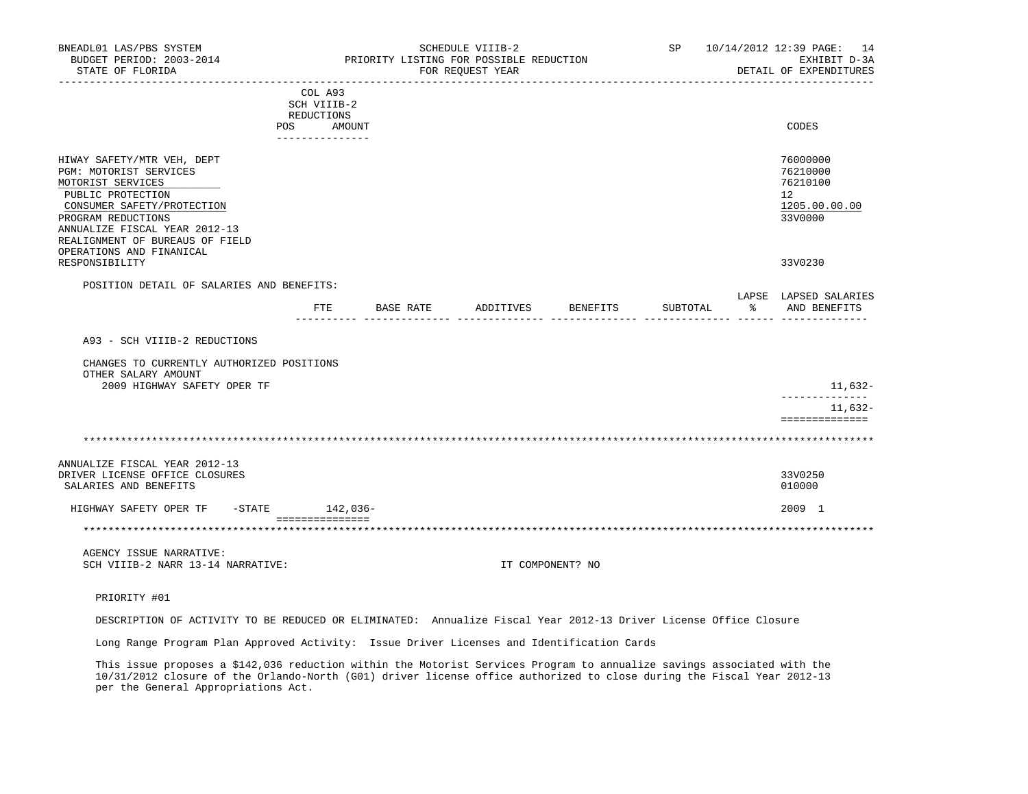COL A93
SCH VIIIB-2
REDUCTIONS

| | POS | AMOUNT | CODES |
|---|---|---|---|
| HIWAY SAFETY/MTR VEH, DEPT | | | 76000000 |
| PGM: MOTORIST SERVICES | | | 76210000 |
| MOTORIST SERVICES | | | 76210100 |
| PUBLIC PROTECTION | | | 12 |
| CONSUMER SAFETY/PROTECTION | | | 1205.00.00.00 |
| PROGRAM REDUCTIONS | | | 33V0000 |
| ANNUALIZE FISCAL YEAR 2012-13 REALIGNMENT OF BUREAUS OF FIELD OPERATIONS AND FINANICAL RESPONSIBILITY | | | 33V0230 |

POSITION DETAIL OF SALARIES AND BENEFITS:

| | FTE | BASE RATE | ADDITIVES | BENEFITS | SUBTOTAL | LAPSE % | LAPSED SALARIES AND BENEFITS |
|---|---|---|---|---|---|---|---|
| A93 - SCH VIIIB-2 REDUCTIONS | | | | | | | |
| CHANGES TO CURRENTLY AUTHORIZED POSITIONS | | | | | | | |
| OTHER SALARY AMOUNT | | | | | | | |
| 2009 HIGHWAY SAFETY OPER TF | | | | | | | 11,632- |
| | | | | | | | 11,632- |

************************************************************************************************************************

| | POS | AMOUNT | CODES |
|---|---|---|---|
| ANNUALIZE FISCAL YEAR 2012-13 DRIVER LICENSE OFFICE CLOSURES | | | 33V0250 |
| SALARIES AND BENEFITS | | | 010000 |
| HIGHWAY SAFETY OPER TF -STATE | | 142,036- | 2009 1 |

************************************************************************************************************************

AGENCY ISSUE NARRATIVE:
SCH VIIIB-2 NARR 13-14 NARRATIVE: IT COMPONENT? NO

PRIORITY #01

DESCRIPTION OF ACTIVITY TO BE REDUCED OR ELIMINATED: Annualize Fiscal Year 2012-13 Driver License Office Closure

Long Range Program Plan Approved Activity: Issue Driver Licenses and Identification Cards

This issue proposes a $142,036 reduction within the Motorist Services Program to annualize savings associated with the 10/31/2012 closure of the Orlando-North (G01) driver license office authorized to close during the Fiscal Year 2012-13 per the General Appropriations Act.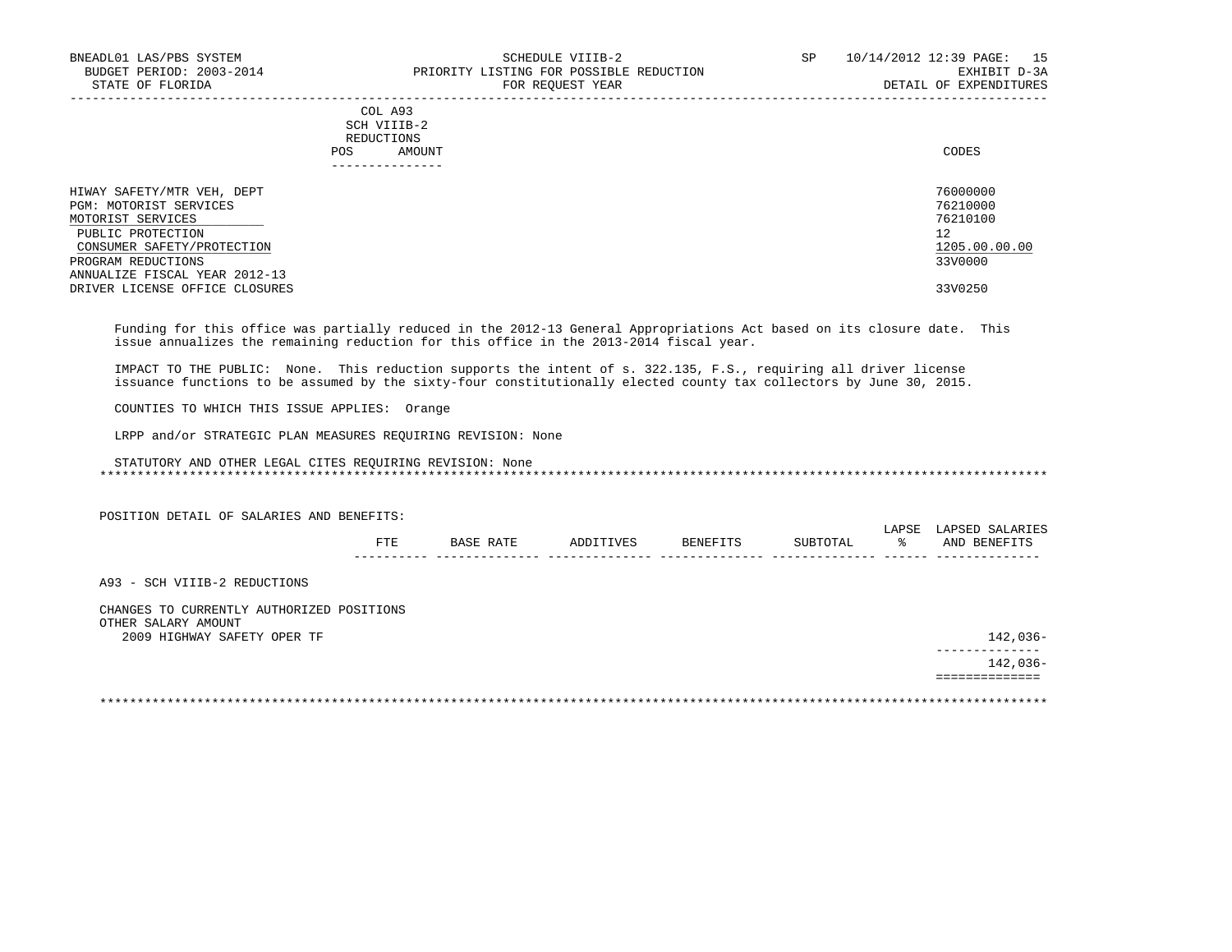COL A93
SCH VIIIB-2
REDUCTIONS
POS AMOUNT

| | CODES |
|---|---|
| HIWAY SAFETY/MTR VEH, DEPT | 76000000 |
| PGM: MOTORIST SERVICES | 76210000 |
| MOTORIST SERVICES | 76210100 |
| PUBLIC PROTECTION | 12 |
| CONSUMER SAFETY/PROTECTION | 1205.00.00.00 |
| PROGRAM REDUCTIONS | 33V0000 |
| ANNUALIZE FISCAL YEAR 2012-13 | |
| DRIVER LICENSE OFFICE CLOSURES | 33V0250 |

Funding for this office was partially reduced in the 2012-13 General Appropriations Act based on its closure date. This issue annualizes the remaining reduction for this office in the 2013-2014 fiscal year.

IMPACT TO THE PUBLIC: None. This reduction supports the intent of s. 322.135, F.S., requiring all driver license issuance functions to be assumed by the sixty-four constitutionally elected county tax collectors by June 30, 2015.

COUNTIES TO WHICH THIS ISSUE APPLIES: Orange

LRPP and/or STRATEGIC PLAN MEASURES REQUIRING REVISION: None

STATUTORY AND OTHER LEGAL CITES REQUIRING REVISION: None

POSITION DETAIL OF SALARIES AND BENEFITS:

| | FTE | BASE RATE | ADDITIVES | BENEFITS | SUBTOTAL | LAPSE % | LAPSED SALARIES AND BENEFITS |
|---|---|---|---|---|---|---|---|
| A93 - SCH VIIIB-2 REDUCTIONS | | | | | | | |
| CHANGES TO CURRENTLY AUTHORIZED POSITIONS | | | | | | | |
| OTHER SALARY AMOUNT | | | | | | | |
| 2009 HIGHWAY SAFETY OPER TF | | | | | | | 142,036- |
| | | | | | | | 142,036- |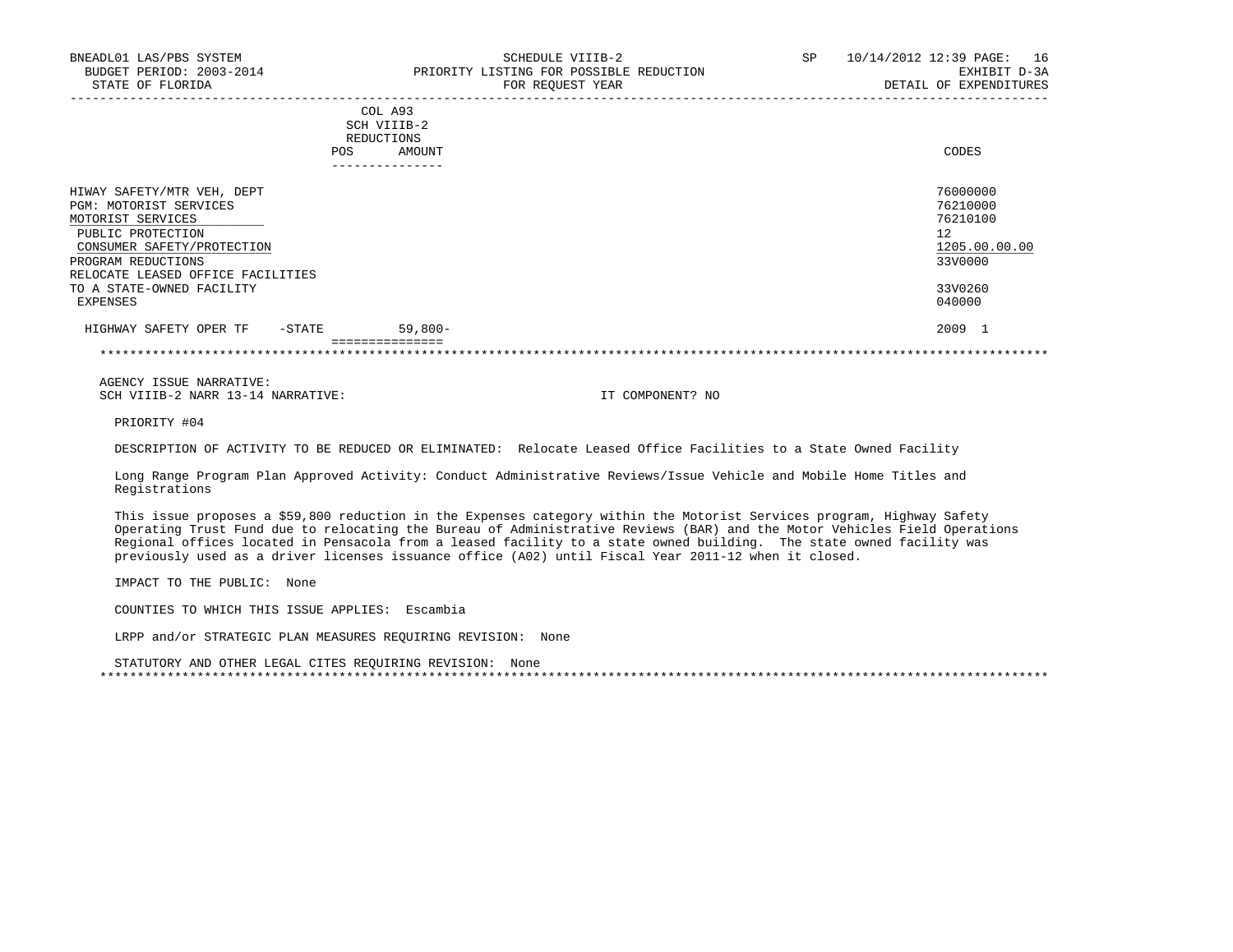BNEADL01 LAS/PBS SYSTEM
BUDGET PERIOD: 2003-2014
STATE OF FLORIDA

SCHEDULE VIIIB-2
PRIORITY LISTING FOR POSSIBLE REDUCTION
FOR REQUEST YEAR

SP 10/14/2012 12:39 PAGE: 16
EXHIBIT D-3A
DETAIL OF EXPENDITURES

| | COL A93 SCH VIIIB-2 REDUCTIONS POS | AMOUNT | CODES |
|---|---|---|---|
| HIWAY SAFETY/MTR VEH, DEPT | | | 76000000 |
| PGM: MOTORIST SERVICES | | | 76210000 |
| MOTORIST SERVICES | | | 76210100 |
| PUBLIC PROTECTION | | | 12 |
| CONSUMER SAFETY/PROTECTION | | | 1205.00.00.00 |
| PROGRAM REDUCTIONS | | | 33V0000 |
| RELOCATE LEASED OFFICE FACILITIES TO A STATE-OWNED FACILITY | | | 33V0260 |
| EXPENSES | | | 040000 |
| HIGHWAY SAFETY OPER TF -STATE | | 59,800- | 2009 1 |

AGENCY ISSUE NARRATIVE:
SCH VIIIB-2 NARR 13-14 NARRATIVE: IT COMPONENT? NO

PRIORITY #04

DESCRIPTION OF ACTIVITY TO BE REDUCED OR ELIMINATED: Relocate Leased Office Facilities to a State Owned Facility

Long Range Program Plan Approved Activity: Conduct Administrative Reviews/Issue Vehicle and Mobile Home Titles and Registrations

This issue proposes a $59,800 reduction in the Expenses category within the Motorist Services program, Highway Safety Operating Trust Fund due to relocating the Bureau of Administrative Reviews (BAR) and the Motor Vehicles Field Operations Regional offices located in Pensacola from a leased facility to a state owned building. The state owned facility was previously used as a driver licenses issuance office (A02) until Fiscal Year 2011-12 when it closed.

IMPACT TO THE PUBLIC: None

COUNTIES TO WHICH THIS ISSUE APPLIES: Escambia

LRPP and/or STRATEGIC PLAN MEASURES REQUIRING REVISION: None

STATUTORY AND OTHER LEGAL CITES REQUIRING REVISION: None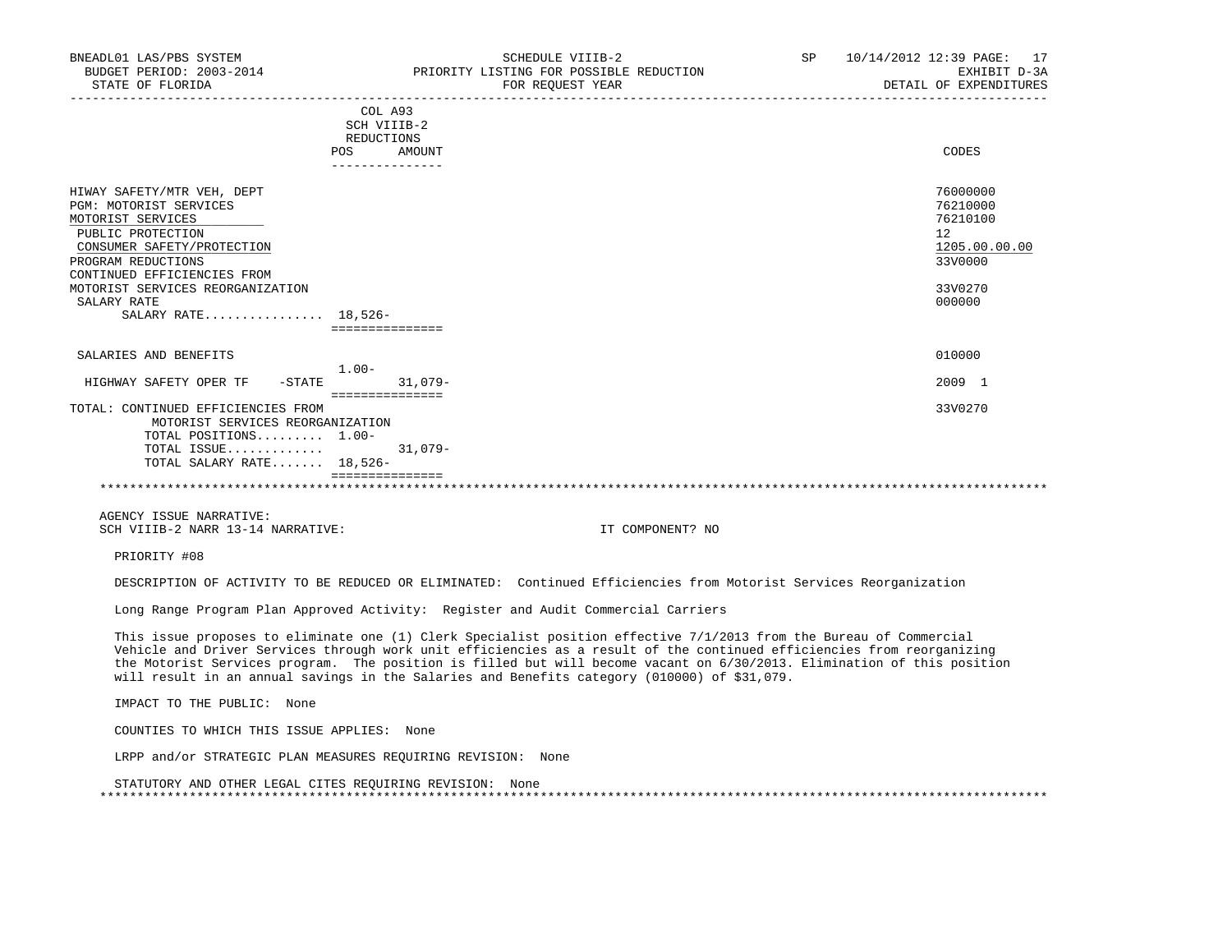BNEADL01 LAS/PBS SYSTEM
BUDGET PERIOD: 2003-2014
STATE OF FLORIDA

SCHEDULE VIIIB-2
PRIORITY LISTING FOR POSSIBLE REDUCTION
FOR REQUEST YEAR

SP 10/14/2012 12:39
EXHIBIT D-3A
DETAIL OF EXPENDITURES

| | COL A93 SCH VIIIB-2 REDUCTIONS POS | AMOUNT | CODES |
|---|---|---|---|
| HIWAY SAFETY/MTR VEH, DEPT | | | 76000000 |
| PGM: MOTORIST SERVICES | | | 76210000 |
| MOTORIST SERVICES | | | 76210100 |
| PUBLIC PROTECTION | | | 12 |
| CONSUMER SAFETY/PROTECTION | | | 1205.00.00.00 |
| PROGRAM REDUCTIONS | | | 33V0000 |
| CONTINUED EFFICIENCIES FROM MOTORIST SERVICES REORGANIZATION | | | 33V0270 |
| SALARY RATE | | | 000000 |
| SALARY RATE................ | 18,526- | | |
| SALARIES AND BENEFITS | | | 010000 |
| HIGHWAY SAFETY OPER TF -STATE | 1.00- | 31,079- | 2009 1 |
| TOTAL: CONTINUED EFFICIENCIES FROM MOTORIST SERVICES REORGANIZATION | | | 33V0270 |
| TOTAL POSITIONS......... | 1.00- | | |
| TOTAL ISSUE............. | | 31,079- | |
| TOTAL SALARY RATE....... | 18,526- | | |

AGENCY ISSUE NARRATIVE:
SCH VIIIB-2 NARR 13-14 NARRATIVE: IT COMPONENT? NO

PRIORITY #08

DESCRIPTION OF ACTIVITY TO BE REDUCED OR ELIMINATED: Continued Efficiencies from Motorist Services Reorganization

Long Range Program Plan Approved Activity: Register and Audit Commercial Carriers

This issue proposes to eliminate one (1) Clerk Specialist position effective 7/1/2013 from the Bureau of Commercial Vehicle and Driver Services through work unit efficiencies as a result of the continued efficiencies from reorganizing the Motorist Services program. The position is filled but will become vacant on 6/30/2013. Elimination of this position will result in an annual savings in the Salaries and Benefits category (010000) of $31,079.

IMPACT TO THE PUBLIC: None

COUNTIES TO WHICH THIS ISSUE APPLIES: None

LRPP and/or STRATEGIC PLAN MEASURES REQUIRING REVISION: None

STATUTORY AND OTHER LEGAL CITES REQUIRING REVISION: None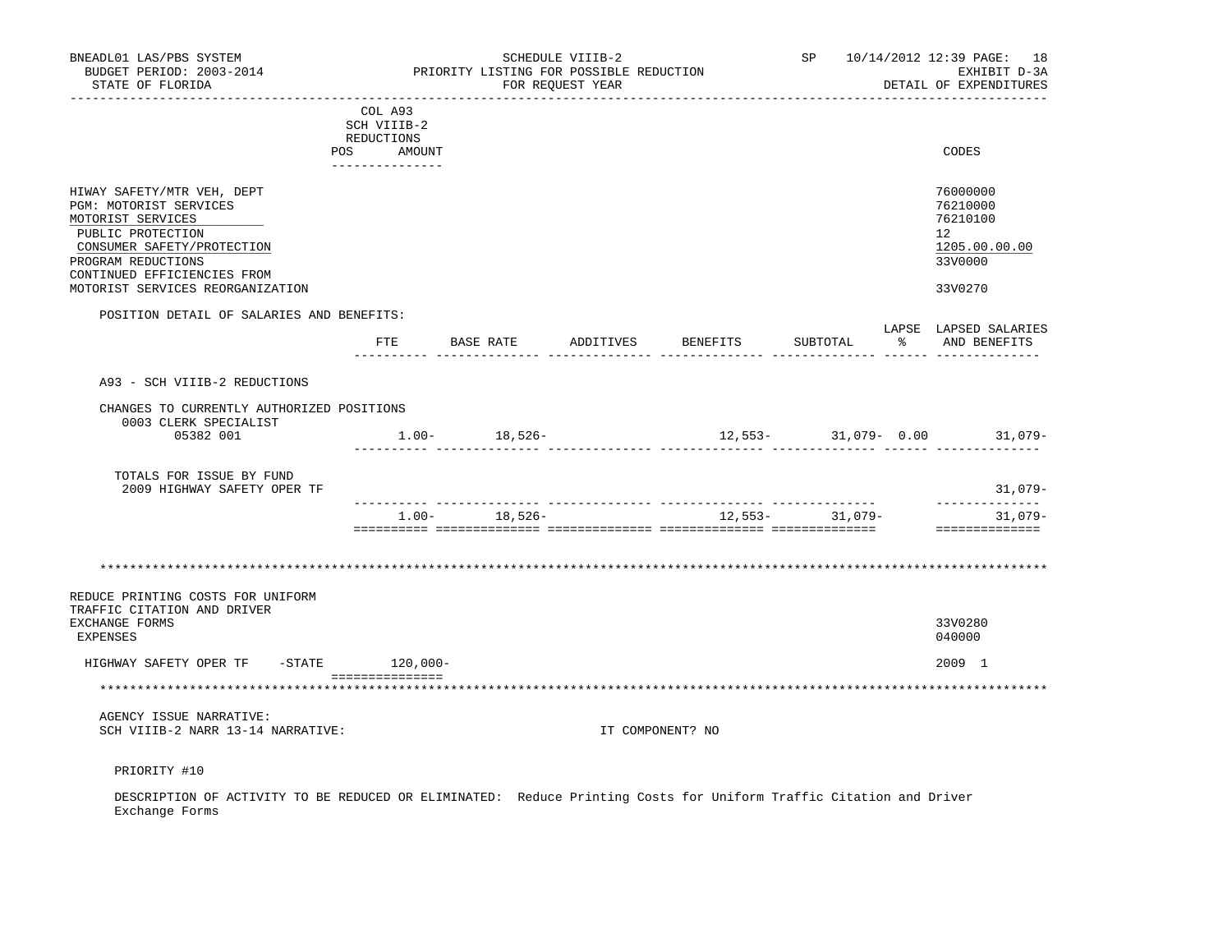BNEADL01 LAS/PBS SYSTEM — SCHEDULE VIIIB-2 — PRIORITY LISTING FOR POSSIBLE REDUCTION FOR REQUEST YEAR
BUDGET PERIOD: 2003-2014 — SP 10/14/2012 12:39 — EXHIBIT D-3A
STATE OF FLORIDA — DETAIL OF EXPENDITURES

| | COL A93 SCH VIIIB-2 REDUCTIONS POS AMOUNT | CODES |
|---|---|---|
| HIWAY SAFETY/MTR VEH, DEPT | | 76000000 |
| PGM: MOTORIST SERVICES | | 76210000 |
| MOTORIST SERVICES | | 76210100 |
| PUBLIC PROTECTION | | 12 |
| CONSUMER SAFETY/PROTECTION | | 1205.00.00.00 |
| PROGRAM REDUCTIONS | | 33V0000 |
| CONTINUED EFFICIENCIES FROM MOTORIST SERVICES REORGANIZATION | | 33V0270 |

POSITION DETAIL OF SALARIES AND BENEFITS:

| | FTE | BASE RATE | ADDITIVES | BENEFITS | SUBTOTAL | LAPSE % | LAPSED SALARIES AND BENEFITS |
|---|---|---|---|---|---|---|---|
| A93 - SCH VIIIB-2 REDUCTIONS | | | | | | | |
| CHANGES TO CURRENTLY AUTHORIZED POSITIONS | | | | | | | |
| 0003 CLERK SPECIALIST 05382 001 | 1.00- | 18,526- | | 12,553- | 31,079- | 0.00 | 31,079- |
| TOTALS FOR ISSUE BY FUND | | | | | | | |
| 2009 HIGHWAY SAFETY OPER TF | | | | | | | 31,079- |
| | 1.00- | 18,526- | | 12,553- | 31,079- | | 31,079- |

*******************************************************************************************************************

| | COL A93 AMOUNT | CODES |
|---|---|---|
| REDUCE PRINTING COSTS FOR UNIFORM TRAFFIC CITATION AND DRIVER EXCHANGE FORMS | | 33V0280 |
| EXPENSES | | 040000 |
| HIGHWAY SAFETY OPER TF -STATE | 120,000- | 2009 1 |

*******************************************************************************************************************

AGENCY ISSUE NARRATIVE:
SCH VIIIB-2 NARR 13-14 NARRATIVE: IT COMPONENT? NO

PRIORITY #10

DESCRIPTION OF ACTIVITY TO BE REDUCED OR ELIMINATED: Reduce Printing Costs for Uniform Traffic Citation and Driver Exchange Forms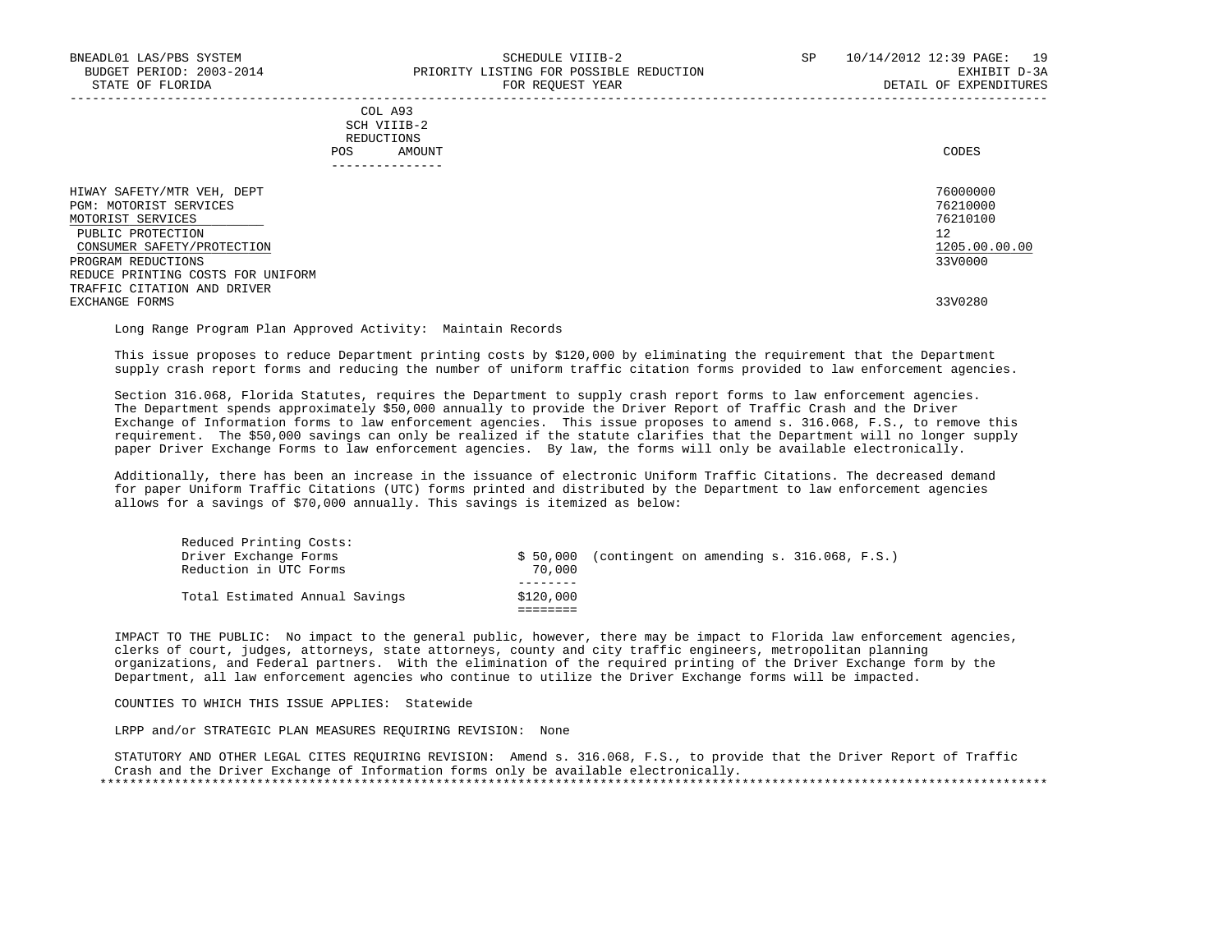BNEADL01 LAS/PBS SYSTEM — SCHEDULE VIIIB-2 — SP 10/14/2012 12:39
BUDGET PERIOD: 2003-2014 — PRIORITY LISTING FOR POSSIBLE REDUCTION — EXHIBIT D-3A
STATE OF FLORIDA — FOR REQUEST YEAR — DETAIL OF EXPENDITURES

| | COL A93 SCH VIIIB-2 REDUCTIONS POS AMOUNT | CODES |
|---|---|---|
| HIWAY SAFETY/MTR VEH, DEPT | | 76000000 |
| PGM: MOTORIST SERVICES | | 76210000 |
| MOTORIST SERVICES | | 76210100 |
| PUBLIC PROTECTION | | 12 |
| CONSUMER SAFETY/PROTECTION | | 1205.00.00.00 |
| PROGRAM REDUCTIONS | | 33V0000 |
| REDUCE PRINTING COSTS FOR UNIFORM TRAFFIC CITATION AND DRIVER EXCHANGE FORMS | | 33V0280 |

Long Range Program Plan Approved Activity: Maintain Records

This issue proposes to reduce Department printing costs by $120,000 by eliminating the requirement that the Department supply crash report forms and reducing the number of uniform traffic citation forms provided to law enforcement agencies.

Section 316.068, Florida Statutes, requires the Department to supply crash report forms to law enforcement agencies. The Department spends approximately $50,000 annually to provide the Driver Report of Traffic Crash and the Driver Exchange of Information forms to law enforcement agencies. This issue proposes to amend s. 316.068, F.S., to remove this requirement. The $50,000 savings can only be realized if the statute clarifies that the Department will no longer supply paper Driver Exchange Forms to law enforcement agencies. By law, the forms will only be available electronically.

Additionally, there has been an increase in the issuance of electronic Uniform Traffic Citations. The decreased demand for paper Uniform Traffic Citations (UTC) forms printed and distributed by the Department to law enforcement agencies allows for a savings of $70,000 annually. This savings is itemized as below:

| Reduced Printing Costs: | | |
|---|---|---|
| Driver Exchange Forms | $ 50,000 | (contingent on amending s. 316.068, F.S.) |
| Reduction in UTC Forms | 70,000 | |
| Total Estimated Annual Savings | $120,000 | |

IMPACT TO THE PUBLIC: No impact to the general public, however, there may be impact to Florida law enforcement agencies, clerks of court, judges, attorneys, state attorneys, county and city traffic engineers, metropolitan planning organizations, and Federal partners. With the elimination of the required printing of the Driver Exchange form by the Department, all law enforcement agencies who continue to utilize the Driver Exchange forms will be impacted.

COUNTIES TO WHICH THIS ISSUE APPLIES: Statewide

LRPP and/or STRATEGIC PLAN MEASURES REQUIRING REVISION: None

STATUTORY AND OTHER LEGAL CITES REQUIRING REVISION: Amend s. 316.068, F.S., to provide that the Driver Report of Traffic Crash and the Driver Exchange of Information forms only be available electronically.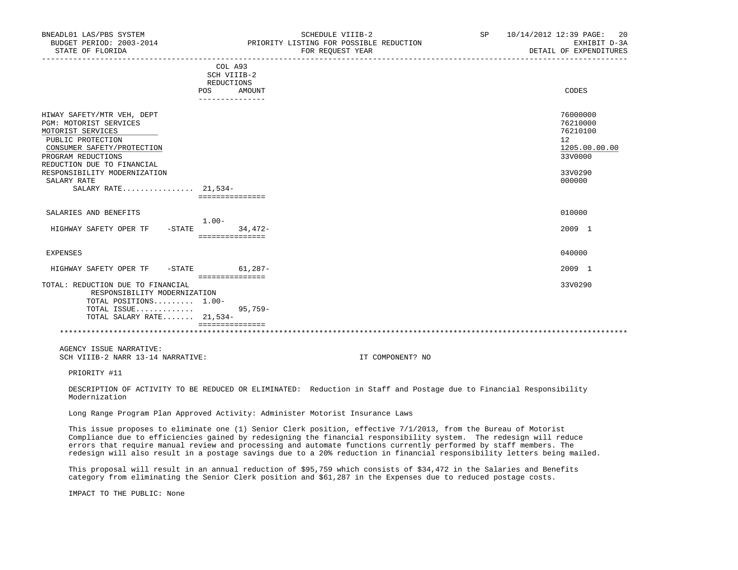BNEADL01 LAS/PBS SYSTEM | SCHEDULE VIIIB-2 | SP 10/14/2012 12:39
BUDGET PERIOD: 2003-2014 | PRIORITY LISTING FOR POSSIBLE REDUCTION | EXHIBIT D-3A
STATE OF FLORIDA | FOR REQUEST YEAR | DETAIL OF EXPENDITURES

| | COL A93 SCH VIIIB-2 REDUCTIONS POS | AMOUNT | CODES |
|---|---|---|---|
| HIWAY SAFETY/MTR VEH, DEPT | | | 76000000 |
| PGM: MOTORIST SERVICES | | | 76210000 |
| MOTORIST SERVICES | | | 76210100 |
| PUBLIC PROTECTION | | | 12 |
| CONSUMER SAFETY/PROTECTION | | | 1205.00.00.00 |
| PROGRAM REDUCTIONS | | | 33V0000 |
| REDUCTION DUE TO FINANCIAL RESPONSIBILITY MODERNIZATION | | | 33V0290 |
| SALARY RATE | | | 000000 |
| SALARY RATE................ | 21,534- | | |
| SALARIES AND BENEFITS | | | 010000 |
| HIGHWAY SAFETY OPER TF -STATE | 1.00- | 34,472- | 2009 1 |
| EXPENSES | | | 040000 |
| HIGHWAY SAFETY OPER TF -STATE | | 61,287- | 2009 1 |
| TOTAL: REDUCTION DUE TO FINANCIAL RESPONSIBILITY MODERNIZATION | | | 33V0290 |
| TOTAL POSITIONS......... | 1.00- | | |
| TOTAL ISSUE............. | | 95,759- | |
| TOTAL SALARY RATE....... | 21,534- | | |

AGENCY ISSUE NARRATIVE:
SCH VIIIB-2 NARR 13-14 NARRATIVE: IT COMPONENT? NO

PRIORITY #11

DESCRIPTION OF ACTIVITY TO BE REDUCED OR ELIMINATED: Reduction in Staff and Postage due to Financial Responsibility Modernization

Long Range Program Plan Approved Activity: Administer Motorist Insurance Laws

This issue proposes to eliminate one (1) Senior Clerk position, effective 7/1/2013, from the Bureau of Motorist Compliance due to efficiencies gained by redesigning the financial responsibility system. The redesign will reduce errors that require manual review and processing and automate functions currently performed by staff members. The redesign will also result in a postage savings due to a 20% reduction in financial responsibility letters being mailed.

This proposal will result in an annual reduction of $95,759 which consists of $34,472 in the Salaries and Benefits category from eliminating the Senior Clerk position and $61,287 in the Expenses due to reduced postage costs.

IMPACT TO THE PUBLIC: None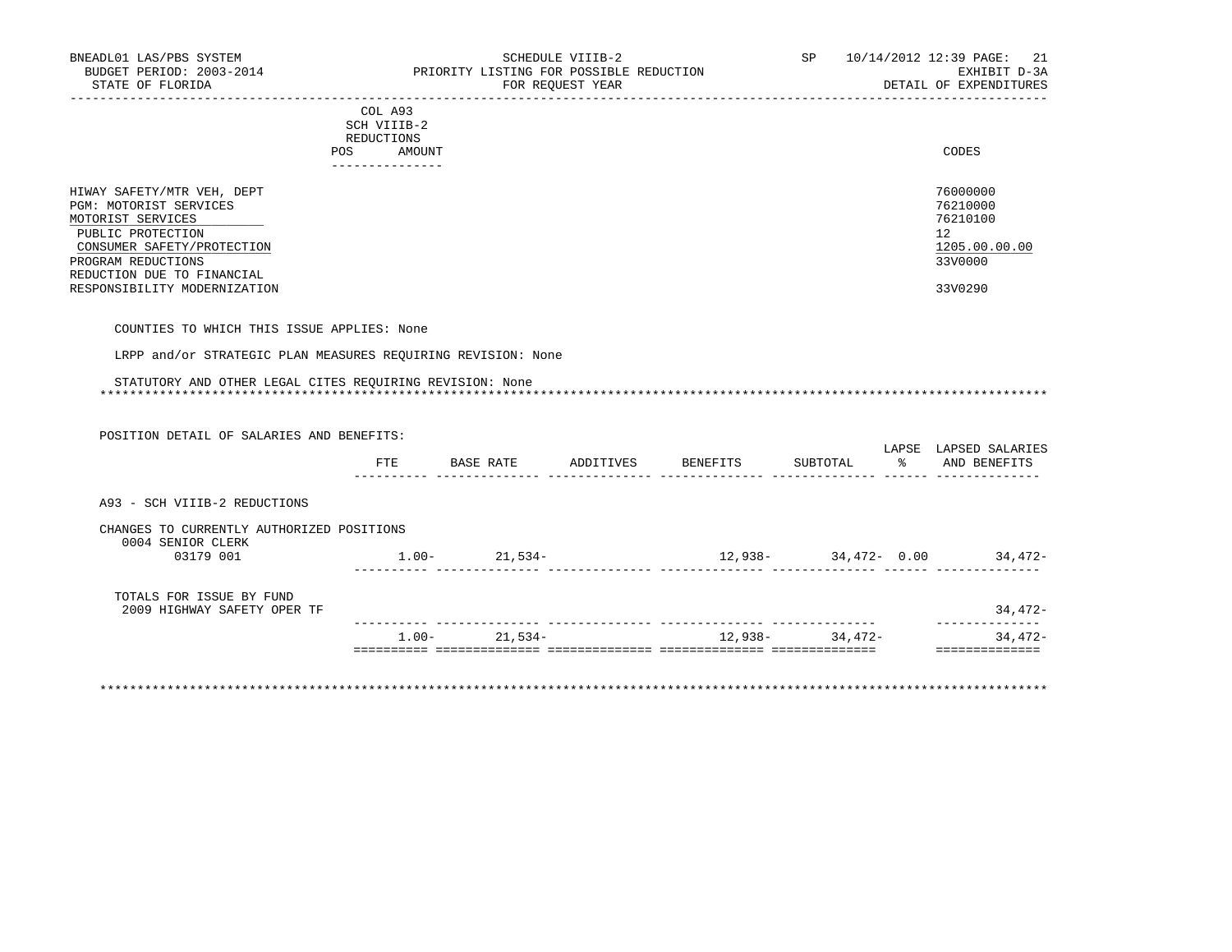BNEADL01 LAS/PBS SYSTEM — SCHEDULE VIIIB-2 — SP 10/14/2012 12:39 PAGE: 21
BUDGET PERIOD: 2003-2014 — PRIORITY LISTING FOR POSSIBLE REDUCTION — EXHIBIT D-3A
STATE OF FLORIDA — FOR REQUEST YEAR — DETAIL OF EXPENDITURES

| | COL A93 SCH VIIIB-2 REDUCTIONS POS AMOUNT | CODES |
|---|---|---|
| HIWAY SAFETY/MTR VEH, DEPT | | 76000000 |
| PGM: MOTORIST SERVICES | | 76210000 |
| MOTORIST SERVICES | | 76210100 |
| PUBLIC PROTECTION | | 12 |
| CONSUMER SAFETY/PROTECTION | | 1205.00.00.00 |
| PROGRAM REDUCTIONS | | 33V0000 |
| REDUCTION DUE TO FINANCIAL RESPONSIBILITY MODERNIZATION | | 33V0290 |

COUNTIES TO WHICH THIS ISSUE APPLIES: None

LRPP and/or STRATEGIC PLAN MEASURES REQUIRING REVISION: None

STATUTORY AND OTHER LEGAL CITES REQUIRING REVISION: None

***

POSITION DETAIL OF SALARIES AND BENEFITS:

| | FTE | BASE RATE | ADDITIVES | BENEFITS | SUBTOTAL | LAPSE % | LAPSED SALARIES AND BENEFITS |
|---|---|---|---|---|---|---|---|
| A93 - SCH VIIIB-2 REDUCTIONS | | | | | | | |
| CHANGES TO CURRENTLY AUTHORIZED POSITIONS | | | | | | | |
| 0004 SENIOR CLERK | | | | | | | |
| 03179 001 | 1.00- | 21,534- | | 12,938- | 34,472- | 0.00 | 34,472- |
| TOTALS FOR ISSUE BY FUND | | | | | | | |
| 2009 HIGHWAY SAFETY OPER TF | | | | | | | 34,472- |
| | 1.00- | 21,534- | | 12,938- | 34,472- | | 34,472- |

***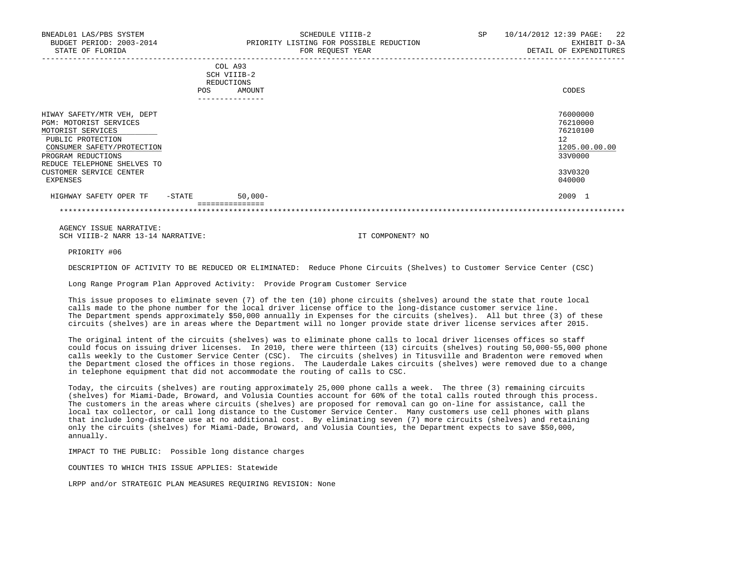BNEADL01 LAS/PBS SYSTEM | SCHEDULE VIIIB-2 | SP 10/14/2012 12:39
BUDGET PERIOD: 2003-2014 | PRIORITY LISTING FOR POSSIBLE REDUCTION | EXHIBIT D-3A
STATE OF FLORIDA | FOR REQUEST YEAR | DETAIL OF EXPENDITURES

| | COL A93 SCH VIIIB-2 REDUCTIONS POS | AMOUNT | CODES |
|---|---|---|---|
| HIWAY SAFETY/MTR VEH, DEPT | | | 76000000 |
| PGM: MOTORIST SERVICES | | | 76210000 |
| MOTORIST SERVICES | | | 76210100 |
| PUBLIC PROTECTION | | | 12 |
| CONSUMER SAFETY/PROTECTION | | | 1205.00.00.00 |
| PROGRAM REDUCTIONS | | | 33V0000 |
| REDUCE TELEPHONE SHELVES TO CUSTOMER SERVICE CENTER | | | 33V0320 |
| EXPENSES | | | 040000 |
| HIGHWAY SAFETY OPER TF -STATE | | 50,000- | 2009 1 |

AGENCY ISSUE NARRATIVE:
SCH VIIIB-2 NARR 13-14 NARRATIVE: IT COMPONENT? NO

PRIORITY #06

DESCRIPTION OF ACTIVITY TO BE REDUCED OR ELIMINATED: Reduce Phone Circuits (Shelves) to Customer Service Center (CSC)

Long Range Program Plan Approved Activity: Provide Program Customer Service

This issue proposes to eliminate seven (7) of the ten (10) phone circuits (shelves) around the state that route local calls made to the phone number for the local driver license office to the long-distance customer service line. The Department spends approximately $50,000 annually in Expenses for the circuits (shelves). All but three (3) of these circuits (shelves) are in areas where the Department will no longer provide state driver license services after 2015.

The original intent of the circuits (shelves) was to eliminate phone calls to local driver licenses offices so staff could focus on issuing driver licenses. In 2010, there were thirteen (13) circuits (shelves) routing 50,000-55,000 phone calls weekly to the Customer Service Center (CSC). The circuits (shelves) in Titusville and Bradenton were removed when the Department closed the offices in those regions. The Lauderdale Lakes circuits (shelves) were removed due to a change in telephone equipment that did not accommodate the routing of calls to CSC.

Today, the circuits (shelves) are routing approximately 25,000 phone calls a week. The three (3) remaining circuits (shelves) for Miami-Dade, Broward, and Volusia Counties account for 60% of the total calls routed through this process. The customers in the areas where circuits (shelves) are proposed for removal can go on-line for assistance, call the local tax collector, or call long distance to the Customer Service Center. Many customers use cell phones with plans that include long-distance use at no additional cost. By eliminating seven (7) more circuits (shelves) and retaining only the circuits (shelves) for Miami-Dade, Broward, and Volusia Counties, the Department expects to save $50,000, annually.

IMPACT TO THE PUBLIC: Possible long distance charges

COUNTIES TO WHICH THIS ISSUE APPLIES: Statewide

LRPP and/or STRATEGIC PLAN MEASURES REQUIRING REVISION: None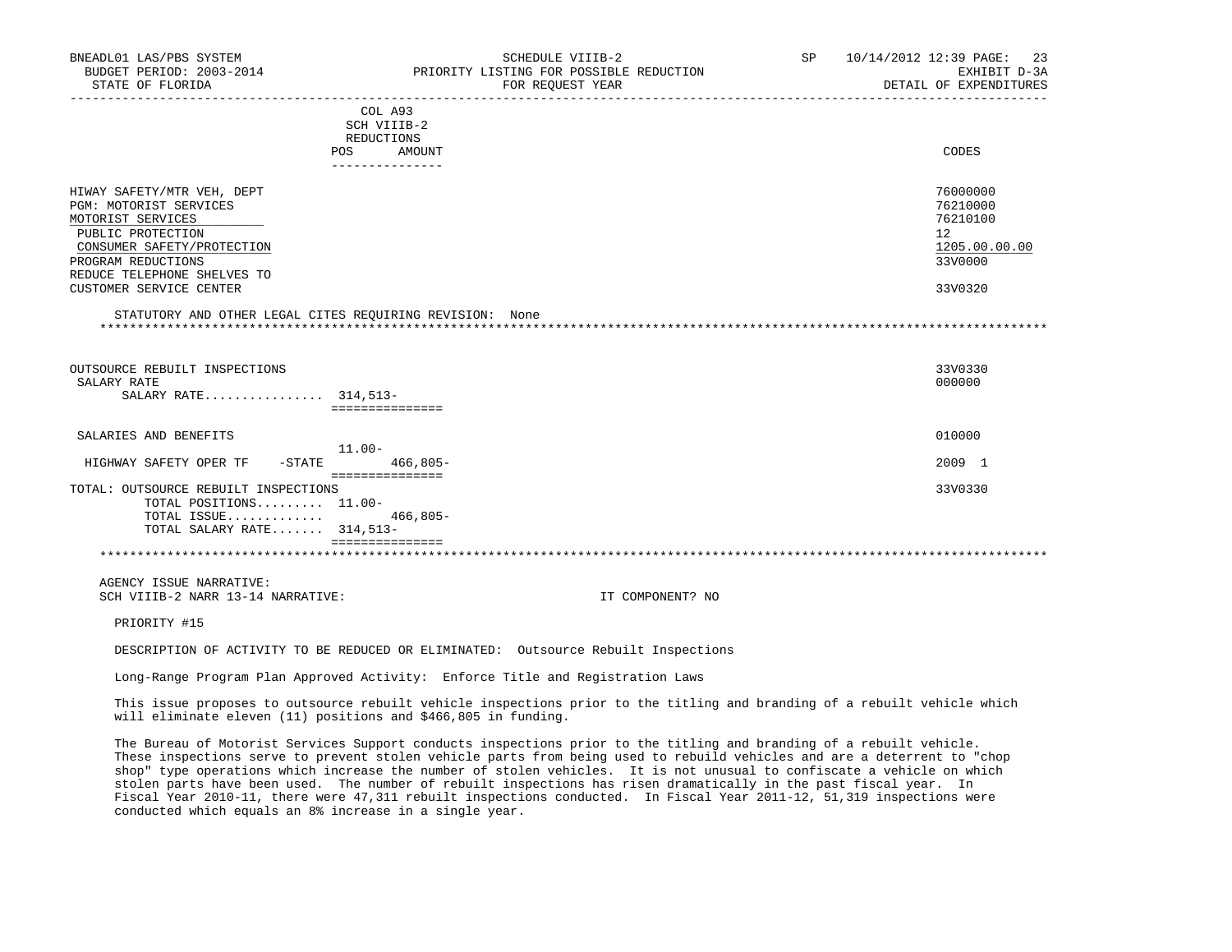BNEADL01 LAS/PBS SYSTEM — SCHEDULE VIIIB-2 — SP 10/14/2012 12:39
BUDGET PERIOD: 2003-2014 — PRIORITY LISTING FOR POSSIBLE REDUCTION — EXHIBIT D-3A
STATE OF FLORIDA — FOR REQUEST YEAR — DETAIL OF EXPENDITURES

| | COL A93 SCH VIIIB-2 REDUCTIONS POS | AMOUNT | CODES |
|---|---|---|---|
| HIWAY SAFETY/MTR VEH, DEPT | | | 76000000 |
| PGM: MOTORIST SERVICES | | | 76210000 |
| MOTORIST SERVICES | | | 76210100 |
| PUBLIC PROTECTION | | | 12 |
| CONSUMER SAFETY/PROTECTION | | | 1205.00.00.00 |
| PROGRAM REDUCTIONS | | | 33V0000 |
| REDUCE TELEPHONE SHELVES TO CUSTOMER SERVICE CENTER | | | 33V0320 |

STATUTORY AND OTHER LEGAL CITES REQUIRING REVISION: None

| | POS | AMOUNT | CODES |
|---|---|---|---|
| OUTSOURCE REBUILT INSPECTIONS | | | 33V0330 |
| SALARY RATE | | | 000000 |
| SALARY RATE................ | 314,513- | | |
| SALARIES AND BENEFITS | | | 010000 |
| | 11.00- | | |
| HIGHWAY SAFETY OPER TF -STATE | | 466,805- | 2009 1 |
| TOTAL: OUTSOURCE REBUILT INSPECTIONS | | | 33V0330 |
| TOTAL POSITIONS......... | 11.00- | | |
| TOTAL ISSUE............. | | 466,805- | |
| TOTAL SALARY RATE....... | 314,513- | | |

AGENCY ISSUE NARRATIVE:
SCH VIIIB-2 NARR 13-14 NARRATIVE: IT COMPONENT? NO

PRIORITY #15

DESCRIPTION OF ACTIVITY TO BE REDUCED OR ELIMINATED: Outsource Rebuilt Inspections

Long-Range Program Plan Approved Activity: Enforce Title and Registration Laws

This issue proposes to outsource rebuilt vehicle inspections prior to the titling and branding of a rebuilt vehicle which will eliminate eleven (11) positions and $466,805 in funding.

The Bureau of Motorist Services Support conducts inspections prior to the titling and branding of a rebuilt vehicle. These inspections serve to prevent stolen vehicle parts from being used to rebuild vehicles and are a deterrent to "chop shop" type operations which increase the number of stolen vehicles. It is not unusual to confiscate a vehicle on which stolen parts have been used. The number of rebuilt inspections has risen dramatically in the past fiscal year. In Fiscal Year 2010-11, there were 47,311 rebuilt inspections conducted. In Fiscal Year 2011-12, 51,319 inspections were conducted which equals an 8% increase in a single year.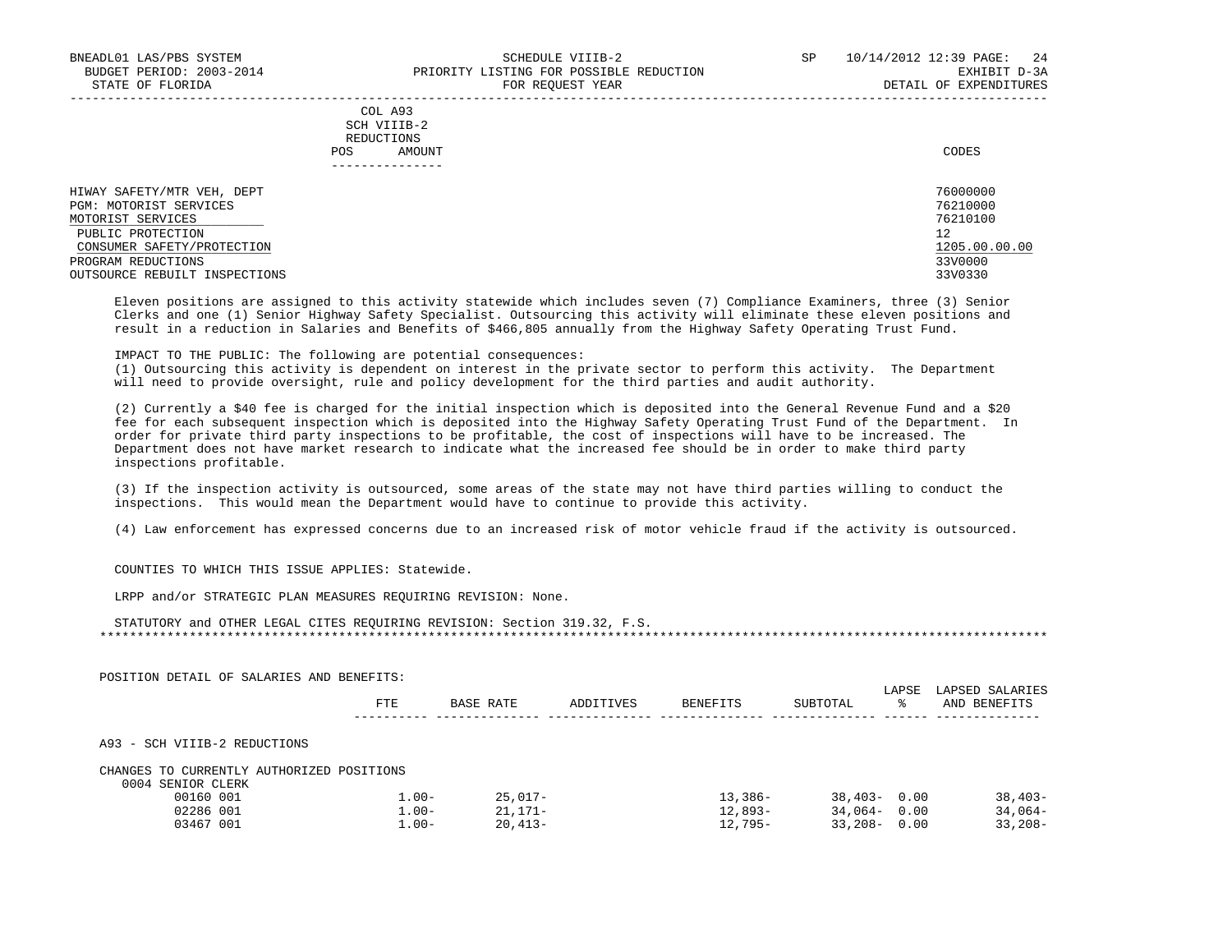COL A93
SCH VIIIB-2
REDUCTIONS

| | POS | AMOUNT | CODES |
|---|---|---|---|
| HIWAY SAFETY/MTR VEH, DEPT | | | 76000000 |
| PGM: MOTORIST SERVICES | | | 76210000 |
| MOTORIST SERVICES | | | 76210100 |
| PUBLIC PROTECTION | | | 12 |
| CONSUMER SAFETY/PROTECTION | | | 1205.00.00.00 |
| PROGRAM REDUCTIONS | | | 33V0000 |
| OUTSOURCE REBUILT INSPECTIONS | | | 33V0330 |

Eleven positions are assigned to this activity statewide which includes seven (7) Compliance Examiners, three (3) Senior Clerks and one (1) Senior Highway Safety Specialist. Outsourcing this activity will eliminate these eleven positions and result in a reduction in Salaries and Benefits of $466,805 annually from the Highway Safety Operating Trust Fund.

IMPACT TO THE PUBLIC: The following are potential consequences:
(1) Outsourcing this activity is dependent on interest in the private sector to perform this activity. The Department will need to provide oversight, rule and policy development for the third parties and audit authority.

(2) Currently a $40 fee is charged for the initial inspection which is deposited into the General Revenue Fund and a $20 fee for each subsequent inspection which is deposited into the Highway Safety Operating Trust Fund of the Department. In order for private third party inspections to be profitable, the cost of inspections will have to be increased. The Department does not have market research to indicate what the increased fee should be in order to make third party inspections profitable.

(3) If the inspection activity is outsourced, some areas of the state may not have third parties willing to conduct the inspections. This would mean the Department would have to continue to provide this activity.

(4) Law enforcement has expressed concerns due to an increased risk of motor vehicle fraud if the activity is outsourced.

COUNTIES TO WHICH THIS ISSUE APPLIES: Statewide.

LRPP and/or STRATEGIC PLAN MEASURES REQUIRING REVISION: None.

STATUTORY and OTHER LEGAL CITES REQUIRING REVISION: Section 319.32, F.S.

*******************************************************************************************************************************

POSITION DETAIL OF SALARIES AND BENEFITS:

| | FTE | BASE RATE | ADDITIVES | BENEFITS | SUBTOTAL | LAPSE % | LAPSED SALARIES AND BENEFITS |
|---|---|---|---|---|---|---|---|
| A93 - SCH VIIIB-2 REDUCTIONS | | | | | | | |
| CHANGES TO CURRENTLY AUTHORIZED POSITIONS | | | | | | | |
| 0004 SENIOR CLERK | | | | | | | |
| 00160 001 | 1.00- | 25,017- | | 13,386- | 38,403- | 0.00 | 38,403- |
| 02286 001 | 1.00- | 21,171- | | 12,893- | 34,064- | 0.00 | 34,064- |
| 03467 001 | 1.00- | 20,413- | | 12,795- | 33,208- | 0.00 | 33,208- |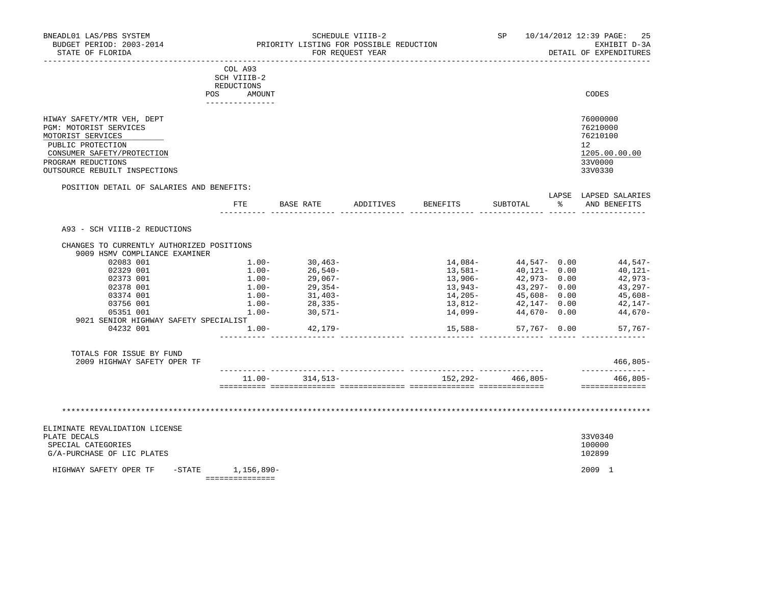BNEADL01 LAS/PBS SYSTEM — SCHEDULE VIIIB-2 — SP 10/14/2012 12:39 PAGE: 25
BUDGET PERIOD: 2003-2014 — PRIORITY LISTING FOR POSSIBLE REDUCTION — EXHIBIT D-3A
STATE OF FLORIDA — FOR REQUEST YEAR — DETAIL OF EXPENDITURES

COL A93 SCH VIIIB-2 REDUCTIONS — POS AMOUNT — CODES

| | CODES |
|---|---|
| HIWAY SAFETY/MTR VEH, DEPT | 76000000 |
| PGM: MOTORIST SERVICES | 76210000 |
| MOTORIST SERVICES | 76210100 |
| PUBLIC PROTECTION | 12 |
| CONSUMER SAFETY/PROTECTION | 1205.00.00.00 |
| PROGRAM REDUCTIONS | 33V0000 |
| OUTSOURCE REBUILT INSPECTIONS | 33V0330 |

POSITION DETAIL OF SALARIES AND BENEFITS:

| | FTE | BASE RATE | ADDITIVES | BENEFITS | SUBTOTAL | LAPSE % | LAPSED SALARIES AND BENEFITS |
|---|---|---|---|---|---|---|---|
| A93 - SCH VIIIB-2 REDUCTIONS | | | | | | | |
| CHANGES TO CURRENTLY AUTHORIZED POSITIONS | | | | | | | |
| 9009 HSMV COMPLIANCE EXAMINER | | | | | | | |
| 02083 001 | 1.00- | 30,463- | | 14,084- | 44,547- | 0.00 | 44,547- |
| 02329 001 | 1.00- | 26,540- | | 13,581- | 40,121- | 0.00 | 40,121- |
| 02373 001 | 1.00- | 29,067- | | 13,906- | 42,973- | 0.00 | 42,973- |
| 02378 001 | 1.00- | 29,354- | | 13,943- | 43,297- | 0.00 | 43,297- |
| 03374 001 | 1.00- | 31,403- | | 14,205- | 45,608- | 0.00 | 45,608- |
| 03756 001 | 1.00- | 28,335- | | 13,812- | 42,147- | 0.00 | 42,147- |
| 05351 001 | 1.00- | 30,571- | | 14,099- | 44,670- | 0.00 | 44,670- |
| 9021 SENIOR HIGHWAY SAFETY SPECIALIST | | | | | | | |
| 04232 001 | 1.00- | 42,179- | | 15,588- | 57,767- | 0.00 | 57,767- |
| TOTALS FOR ISSUE BY FUND | | | | | | | |
| 2009 HIGHWAY SAFETY OPER TF | | | | | | | 466,805- |
| | 11.00- | 314,513- | | 152,292- | 466,805- | | 466,805- |

**********************************************************************************************************************

| | | CODES |
|---|---|---|
| ELIMINATE REVALIDATION LICENSE PLATE DECALS | | 33V0340 |
| SPECIAL CATEGORIES | | 100000 |
| G/A-PURCHASE OF LIC PLATES | | 102899 |
| HIGHWAY SAFETY OPER TF -STATE | 1,156,890- | 2009 1 |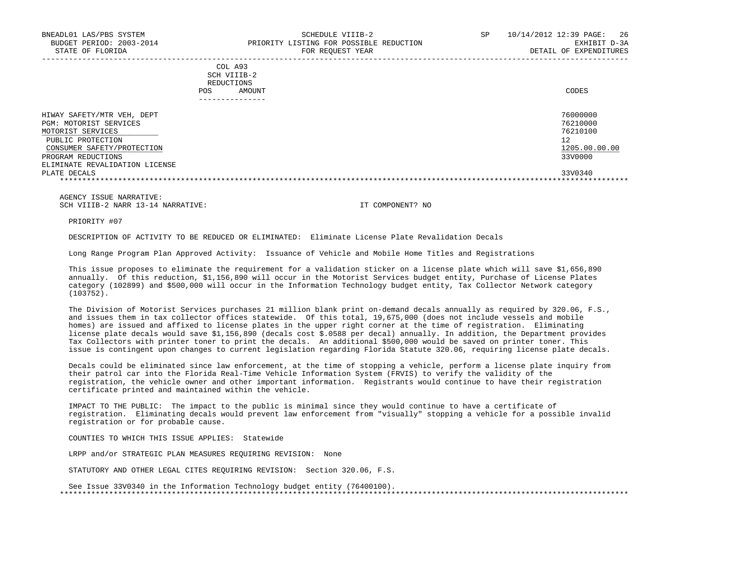BNEADL01 LAS/PBS SYSTEM
BUDGET PERIOD: 2003-2014
STATE OF FLORIDA

SCHEDULE VIIIB-2
PRIORITY LISTING FOR POSSIBLE REDUCTION
FOR REQUEST YEAR

SP 10/14/2012 12:39 PAGE: 26
EXHIBIT D-3A
DETAIL OF EXPENDITURES

| | COL A93 SCH VIIIB-2 REDUCTIONS POS AMOUNT | CODES |
|---|---|---|
| HIWAY SAFETY/MTR VEH, DEPT | | 76000000 |
| PGM: MOTORIST SERVICES | | 76210000 |
| MOTORIST SERVICES | | 76210100 |
| PUBLIC PROTECTION | | 12 |
| CONSUMER SAFETY/PROTECTION | | 1205.00.00.00 |
| PROGRAM REDUCTIONS | | 33V0000 |
| ELIMINATE REVALIDATION LICENSE PLATE DECALS | | 33V0340 |

AGENCY ISSUE NARRATIVE:
SCH VIIIB-2 NARR 13-14 NARRATIVE: IT COMPONENT? NO

PRIORITY #07

DESCRIPTION OF ACTIVITY TO BE REDUCED OR ELIMINATED: Eliminate License Plate Revalidation Decals

Long Range Program Plan Approved Activity: Issuance of Vehicle and Mobile Home Titles and Registrations

This issue proposes to eliminate the requirement for a validation sticker on a license plate which will save $1,656,890 annually. Of this reduction, $1,156,890 will occur in the Motorist Services budget entity, Purchase of License Plates category (102899) and $500,000 will occur in the Information Technology budget entity, Tax Collector Network category (103752).

The Division of Motorist Services purchases 21 million blank print on-demand decals annually as required by 320.06, F.S., and issues them in tax collector offices statewide. Of this total, 19,675,000 (does not include vessels and mobile homes) are issued and affixed to license plates in the upper right corner at the time of registration. Eliminating license plate decals would save $1,156,890 (decals cost $.0588 per decal) annually. In addition, the Department provides Tax Collectors with printer toner to print the decals. An additional $500,000 would be saved on printer toner. This issue is contingent upon changes to current legislation regarding Florida Statute 320.06, requiring license plate decals.

Decals could be eliminated since law enforcement, at the time of stopping a vehicle, perform a license plate inquiry from their patrol car into the Florida Real-Time Vehicle Information System (FRVIS) to verify the validity of the registration, the vehicle owner and other important information. Registrants would continue to have their registration certificate printed and maintained within the vehicle.

IMPACT TO THE PUBLIC: The impact to the public is minimal since they would continue to have a certificate of registration. Eliminating decals would prevent law enforcement from "visually" stopping a vehicle for a possible invalid registration or for probable cause.

COUNTIES TO WHICH THIS ISSUE APPLIES: Statewide

LRPP and/or STRATEGIC PLAN MEASURES REQUIRING REVISION: None

STATUTORY AND OTHER LEGAL CITES REQUIRING REVISION: Section 320.06, F.S.

See Issue 33V0340 in the Information Technology budget entity (76400100).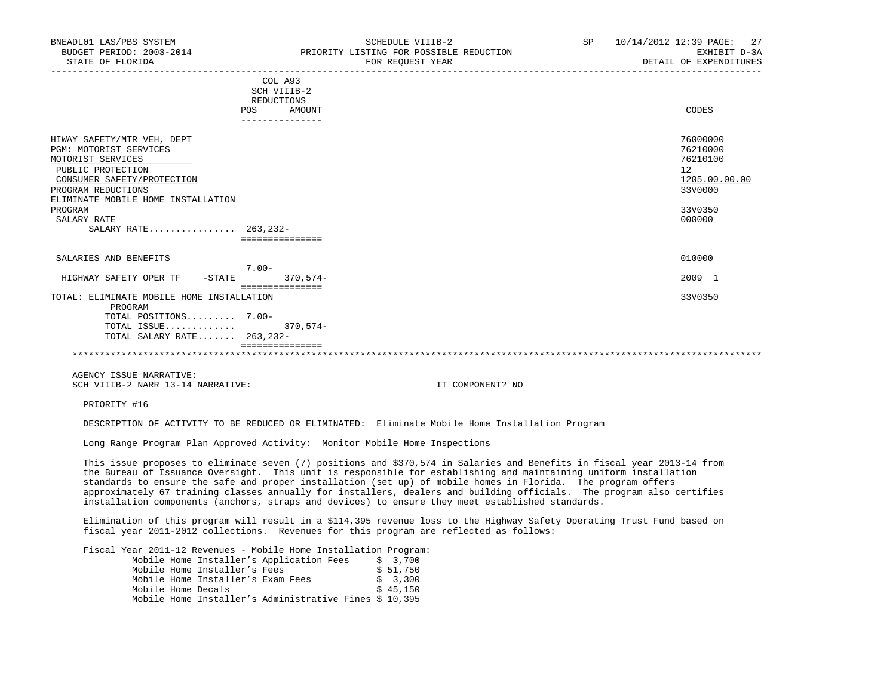| | COL A93 SCH VIIIB-2 REDUCTIONS POS | AMOUNT | CODES |
|---|---|---|---|
| HIWAY SAFETY/MTR VEH, DEPT | | | 76000000 |
| PGM: MOTORIST SERVICES | | | 76210000 |
| MOTORIST SERVICES | | | 76210100 |
| PUBLIC PROTECTION | | | 12 |
| CONSUMER SAFETY/PROTECTION | | | 1205.00.00.00 |
| PROGRAM REDUCTIONS | | | 33V0000 |
| ELIMINATE MOBILE HOME INSTALLATION PROGRAM | | | 33V0350 |
| SALARY RATE | | | 000000 |
| SALARY RATE................ | 263,232- | | |
| SALARIES AND BENEFITS | | | 010000 |
| | 7.00- | | |
| HIGHWAY SAFETY OPER TF -STATE | | 370,574- | 2009 1 |
| TOTAL: ELIMINATE MOBILE HOME INSTALLATION PROGRAM | | | 33V0350 |
| TOTAL POSITIONS......... | 7.00- | | |
| TOTAL ISSUE............. | | 370,574- | |
| TOTAL SALARY RATE....... | 263,232- | | |

AGENCY ISSUE NARRATIVE:
SCH VIIIB-2 NARR 13-14 NARRATIVE: IT COMPONENT? NO

PRIORITY #16

DESCRIPTION OF ACTIVITY TO BE REDUCED OR ELIMINATED: Eliminate Mobile Home Installation Program

Long Range Program Plan Approved Activity: Monitor Mobile Home Inspections

This issue proposes to eliminate seven (7) positions and $370,574 in Salaries and Benefits in fiscal year 2013-14 from the Bureau of Issuance Oversight. This unit is responsible for establishing and maintaining uniform installation standards to ensure the safe and proper installation (set up) of mobile homes in Florida. The program offers approximately 67 training classes annually for installers, dealers and building officials. The program also certifies installation components (anchors, straps and devices) to ensure they meet established standards.

Elimination of this program will result in a $114,395 revenue loss to the Highway Safety Operating Trust Fund based on fiscal year 2011-2012 collections. Revenues for this program are reflected as follows:

Fiscal Year 2011-12 Revenues - Mobile Home Installation Program:

| | |
|---|---|
| Mobile Home Installer's Application Fees | $ 3,700 |
| Mobile Home Installer's Fees | $ 51,750 |
| Mobile Home Installer's Exam Fees | $ 3,300 |
| Mobile Home Decals | $ 45,150 |
| Mobile Home Installer's Administrative Fines | $ 10,395 |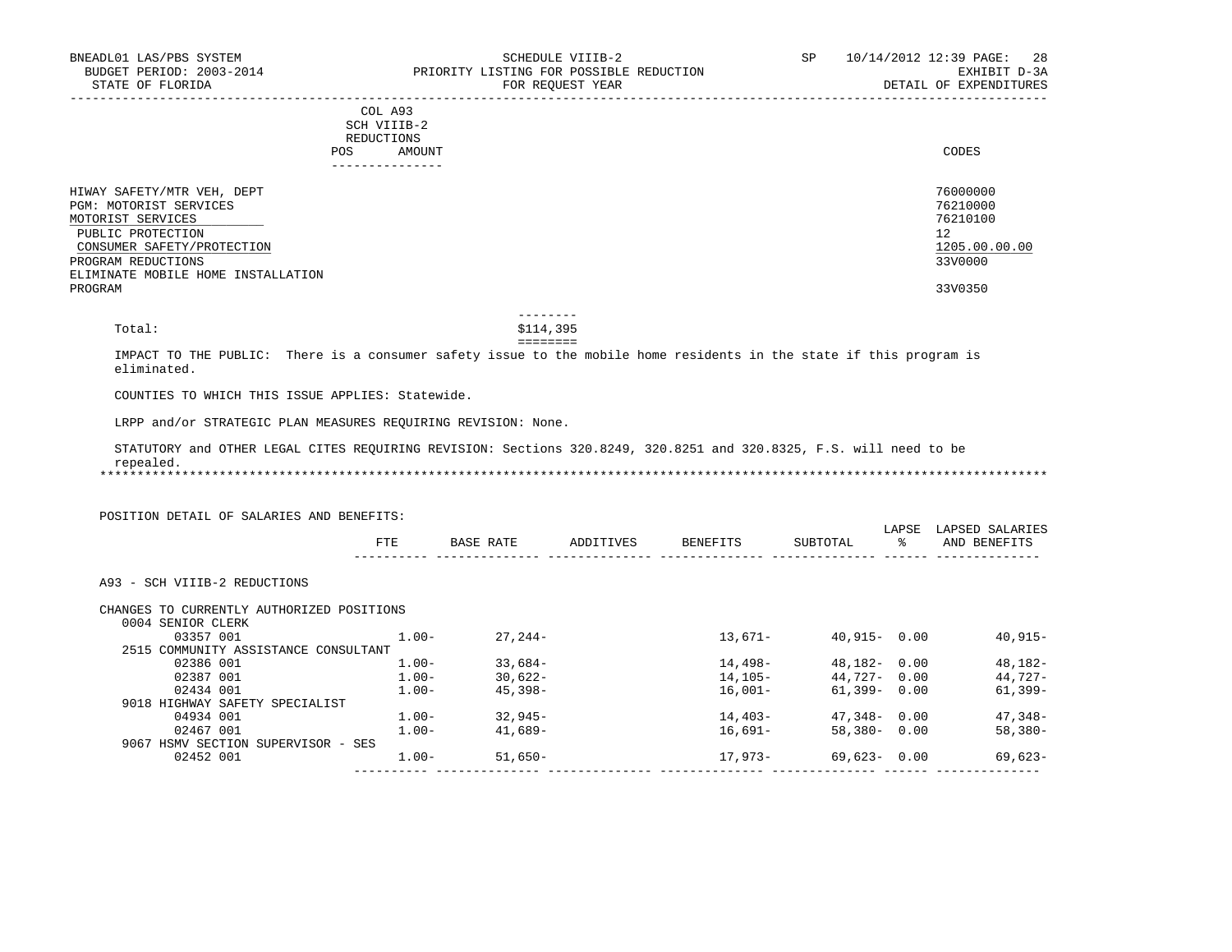BNEADL01 LAS/PBS SYSTEM — SCHEDULE VIIIB-2 — SP 10/14/2012 12:39
BUDGET PERIOD: 2003-2014 — PRIORITY LISTING FOR POSSIBLE REDUCTION — EXHIBIT D-3A
STATE OF FLORIDA — FOR REQUEST YEAR — DETAIL OF EXPENDITURES

| | COL A93 SCH VIIIB-2 REDUCTIONS POS | AMOUNT | CODES |
|---|---|---|---|
| HIWAY SAFETY/MTR VEH, DEPT | | | 76000000 |
| PGM: MOTORIST SERVICES | | | 76210000 |
| MOTORIST SERVICES | | | 76210100 |
| PUBLIC PROTECTION | | | 12 |
| CONSUMER SAFETY/PROTECTION | | | 1205.00.00.00 |
| PROGRAM REDUCTIONS | | | 33V0000 |
| ELIMINATE MOBILE HOME INSTALLATION PROGRAM | | | 33V0350 |
| Total: | | $114,395 | |

IMPACT TO THE PUBLIC: There is a consumer safety issue to the mobile home residents in the state if this program is eliminated.

COUNTIES TO WHICH THIS ISSUE APPLIES: Statewide.

LRPP and/or STRATEGIC PLAN MEASURES REQUIRING REVISION: None.

STATUTORY and OTHER LEGAL CITES REQUIRING REVISION: Sections 320.8249, 320.8251 and 320.8325, F.S. will need to be repealed.

***

POSITION DETAIL OF SALARIES AND BENEFITS:

| | FTE | BASE RATE | ADDITIVES | BENEFITS | SUBTOTAL | LAPSE % | LAPSED SALARIES AND BENEFITS |
|---|---|---|---|---|---|---|---|
| A93 - SCH VIIIB-2 REDUCTIONS | | | | | | | |
| CHANGES TO CURRENTLY AUTHORIZED POSITIONS | | | | | | | |
| 0004 SENIOR CLERK | | | | | | | |
| 03357 001 | 1.00- | 27,244- | | 13,671- | 40,915- | 0.00 | 40,915- |
| 2515 COMMUNITY ASSISTANCE CONSULTANT | | | | | | | |
| 02386 001 | 1.00- | 33,684- | | 14,498- | 48,182- | 0.00 | 48,182- |
| 02387 001 | 1.00- | 30,622- | | 14,105- | 44,727- | 0.00 | 44,727- |
| 02434 001 | 1.00- | 45,398- | | 16,001- | 61,399- | 0.00 | 61,399- |
| 9018 HIGHWAY SAFETY SPECIALIST | | | | | | | |
| 04934 001 | 1.00- | 32,945- | | 14,403- | 47,348- | 0.00 | 47,348- |
| 02467 001 | 1.00- | 41,689- | | 16,691- | 58,380- | 0.00 | 58,380- |
| 9067 HSMV SECTION SUPERVISOR - SES | | | | | | | |
| 02452 001 | 1.00- | 51,650- | | 17,973- | 69,623- | 0.00 | 69,623- |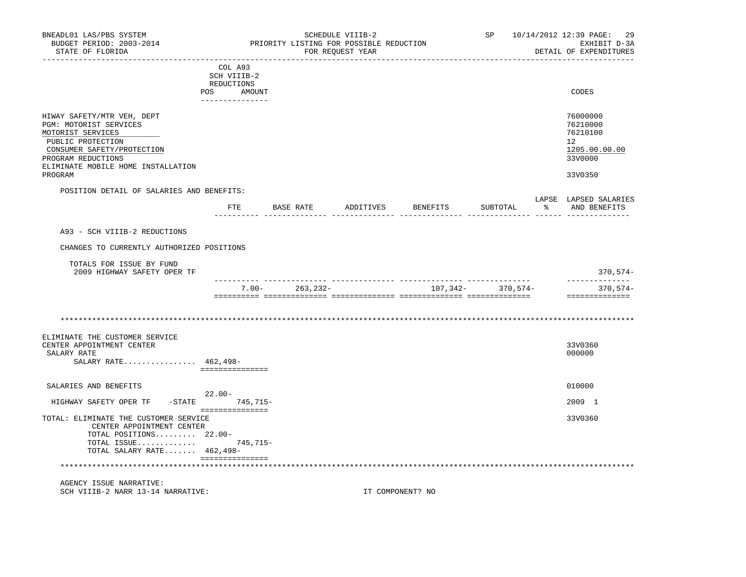COL A93
SCH VIIIB-2
REDUCTIONS

| | POS | AMOUNT | CODES |
|---|---|---|---|
| HIWAY SAFETY/MTR VEH, DEPT | | | 76000000 |
| PGM: MOTORIST SERVICES | | | 76210000 |
| MOTORIST SERVICES | | | 76210100 |
| PUBLIC PROTECTION | | | 12 |
| CONSUMER SAFETY/PROTECTION | | | 1205.00.00.00 |
| PROGRAM REDUCTIONS | | | 33V0000 |
| ELIMINATE MOBILE HOME INSTALLATION PROGRAM | | | 33V0350 |

POSITION DETAIL OF SALARIES AND BENEFITS:

| | FTE | BASE RATE | ADDITIVES | BENEFITS | SUBTOTAL | LAPSE % | LAPSED SALARIES AND BENEFITS |
|---|---|---|---|---|---|---|---|
| A93 - SCH VIIIB-2 REDUCTIONS | | | | | | | |
| CHANGES TO CURRENTLY AUTHORIZED POSITIONS | | | | | | | |
| TOTALS FOR ISSUE BY FUND | | | | | | | |
| 2009 HIGHWAY SAFETY OPER TF | | | | | | | 370,574- |
| | 7.00- | 263,232- | | 107,342- | 370,574- | | 370,574- |

*****************************************************************************************************************

| | POS | AMOUNT | CODES |
|---|---|---|---|
| ELIMINATE THE CUSTOMER SERVICE CENTER APPOINTMENT CENTER | | | 33V0360 |
| SALARY RATE | | | 000000 |
| SALARY RATE................ | 462,498- | | |
| SALARIES AND BENEFITS | | | 010000 |
| HIGHWAY SAFETY OPER TF -STATE | 22.00- | 745,715- | 2009 1 |
| TOTAL: ELIMINATE THE CUSTOMER SERVICE CENTER APPOINTMENT CENTER | | | 33V0360 |
| TOTAL POSITIONS......... | 22.00- | | |
| TOTAL ISSUE............. | | 745,715- | |
| TOTAL SALARY RATE....... | 462,498- | | |

*****************************************************************************************************************

AGENCY ISSUE NARRATIVE:

SCH VIIIB-2 NARR 13-14 NARRATIVE: IT COMPONENT? NO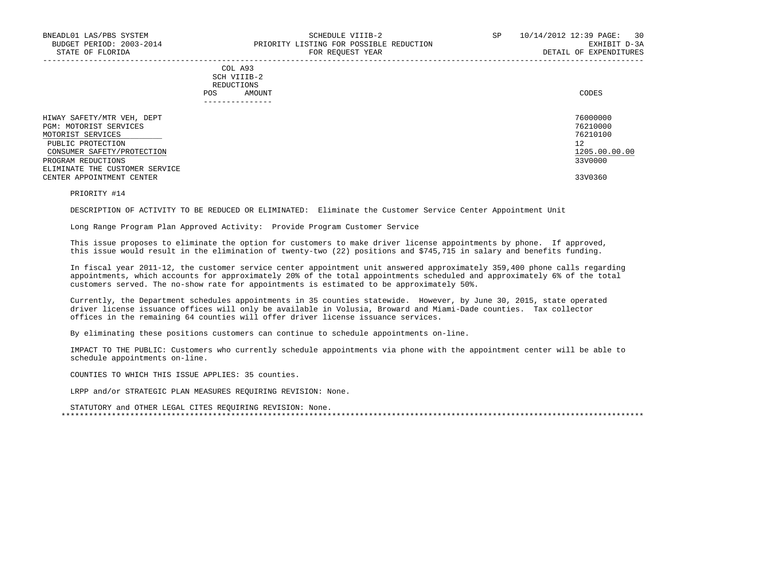BNEADL01 LAS/PBS SYSTEM | SCHEDULE VIIIB-2 | SP 10/14/2012 12:39

BUDGET PERIOD: 2003-2014 | PRIORITY LISTING FOR POSSIBLE REDUCTION | EXHIBIT D-3A

STATE OF FLORIDA | FOR REQUEST YEAR | DETAIL OF EXPENDITURES

| | COL A93 SCH VIIIB-2 REDUCTIONS POS AMOUNT | CODES |
|---|---|---|
| HIWAY SAFETY/MTR VEH, DEPT | | 76000000 |
| PGM: MOTORIST SERVICES | | 76210000 |
| MOTORIST SERVICES | | 76210100 |
| PUBLIC PROTECTION | | 12 |
| CONSUMER SAFETY/PROTECTION | | 1205.00.00.00 |
| PROGRAM REDUCTIONS | | 33V0000 |
| ELIMINATE THE CUSTOMER SERVICE CENTER APPOINTMENT CENTER | | 33V0360 |

PRIORITY #14

DESCRIPTION OF ACTIVITY TO BE REDUCED OR ELIMINATED: Eliminate the Customer Service Center Appointment Unit

Long Range Program Plan Approved Activity: Provide Program Customer Service

This issue proposes to eliminate the option for customers to make driver license appointments by phone. If approved, this issue would result in the elimination of twenty-two (22) positions and $745,715 in salary and benefits funding.

In fiscal year 2011-12, the customer service center appointment unit answered approximately 359,400 phone calls regarding appointments, which accounts for approximately 20% of the total appointments scheduled and approximately 6% of the total customers served. The no-show rate for appointments is estimated to be approximately 50%.

Currently, the Department schedules appointments in 35 counties statewide. However, by June 30, 2015, state operated driver license issuance offices will only be available in Volusia, Broward and Miami-Dade counties. Tax collector offices in the remaining 64 counties will offer driver license issuance services.

By eliminating these positions customers can continue to schedule appointments on-line.

IMPACT TO THE PUBLIC: Customers who currently schedule appointments via phone with the appointment center will be able to schedule appointments on-line.

COUNTIES TO WHICH THIS ISSUE APPLIES: 35 counties.

LRPP and/or STRATEGIC PLAN MEASURES REQUIRING REVISION: None.

STATUTORY and OTHER LEGAL CITES REQUIRING REVISION: None.

*******************************************************************************************************************************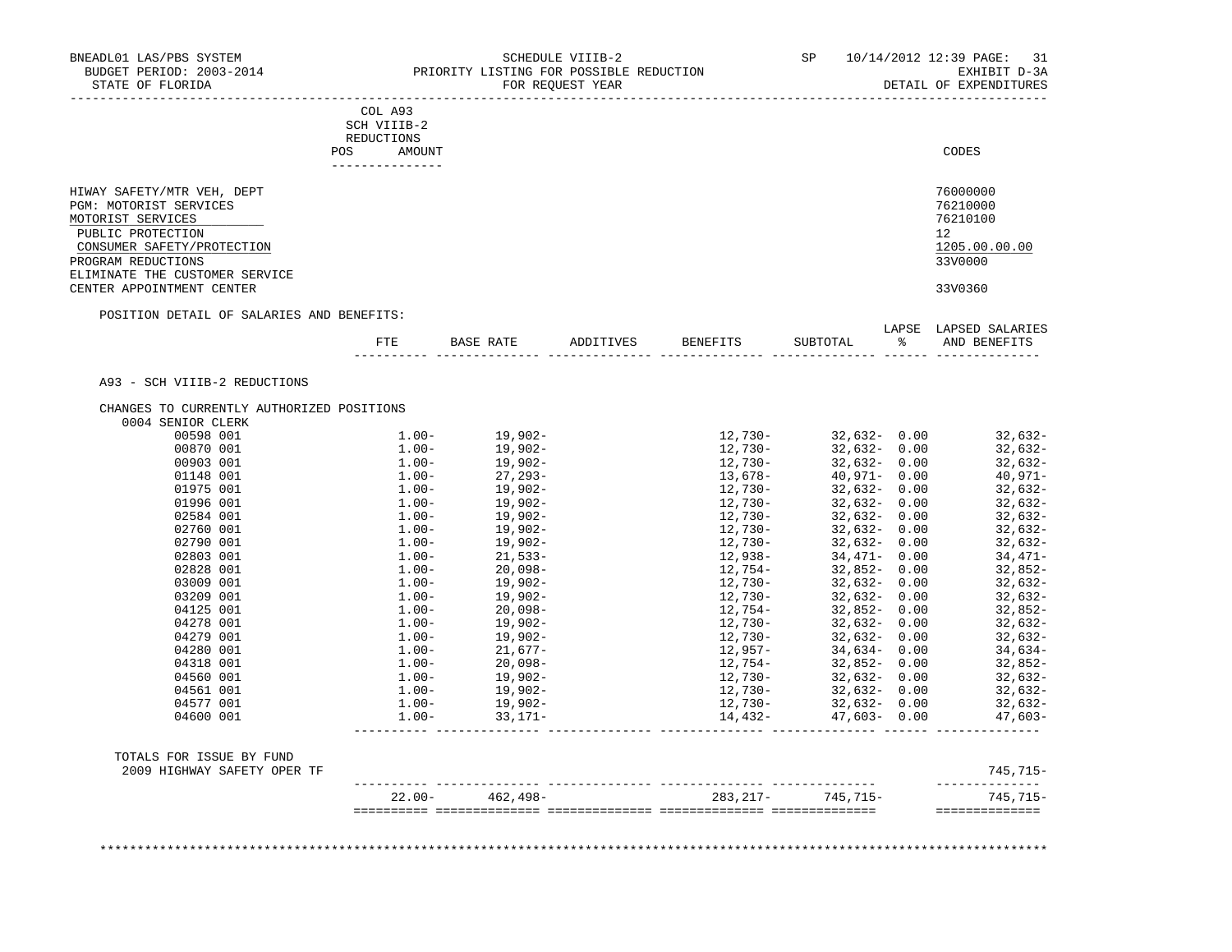BNEADL01 LAS/PBS SYSTEM — SCHEDULE VIIIB-2 — SP 10/14/2012 12:39
BUDGET PERIOD: 2003-2014 — PRIORITY LISTING FOR POSSIBLE REDUCTION — EXHIBIT D-3A
STATE OF FLORIDA — FOR REQUEST YEAR — DETAIL OF EXPENDITURES

| | COL A93 SCH VIIIB-2 REDUCTIONS POS AMOUNT | CODES |
|---|---|---|
| HIWAY SAFETY/MTR VEH, DEPT | | 76000000 |
| PGM: MOTORIST SERVICES | | 76210000 |
| MOTORIST SERVICES | | 76210100 |
| PUBLIC PROTECTION | | 12 |
| CONSUMER SAFETY/PROTECTION | | 1205.00.00.00 |
| PROGRAM REDUCTIONS | | 33V0000 |
| ELIMINATE THE CUSTOMER SERVICE CENTER APPOINTMENT CENTER | | 33V0360 |

POSITION DETAIL OF SALARIES AND BENEFITS:

| | FTE | BASE RATE | ADDITIVES | BENEFITS | SUBTOTAL | LAPSE % | LAPSED SALARIES AND BENEFITS |
|---|---|---|---|---|---|---|---|
| A93 - SCH VIIIB-2 REDUCTIONS | | | | | | | |
| CHANGES TO CURRENTLY AUTHORIZED POSITIONS | | | | | | | |
| 0004 SENIOR CLERK | | | | | | | |
| 00598 001 | 1.00- | 19,902- | | 12,730- | 32,632- | 0.00 | 32,632- |
| 00870 001 | 1.00- | 19,902- | | 12,730- | 32,632- | 0.00 | 32,632- |
| 00903 001 | 1.00- | 19,902- | | 12,730- | 32,632- | 0.00 | 32,632- |
| 01148 001 | 1.00- | 27,293- | | 13,678- | 40,971- | 0.00 | 40,971- |
| 01975 001 | 1.00- | 19,902- | | 12,730- | 32,632- | 0.00 | 32,632- |
| 01996 001 | 1.00- | 19,902- | | 12,730- | 32,632- | 0.00 | 32,632- |
| 02584 001 | 1.00- | 19,902- | | 12,730- | 32,632- | 0.00 | 32,632- |
| 02760 001 | 1.00- | 19,902- | | 12,730- | 32,632- | 0.00 | 32,632- |
| 02790 001 | 1.00- | 19,902- | | 12,730- | 32,632- | 0.00 | 32,632- |
| 02803 001 | 1.00- | 21,533- | | 12,938- | 34,471- | 0.00 | 34,471- |
| 02828 001 | 1.00- | 20,098- | | 12,754- | 32,852- | 0.00 | 32,852- |
| 03009 001 | 1.00- | 19,902- | | 12,730- | 32,632- | 0.00 | 32,632- |
| 03209 001 | 1.00- | 19,902- | | 12,730- | 32,632- | 0.00 | 32,632- |
| 04125 001 | 1.00- | 20,098- | | 12,754- | 32,852- | 0.00 | 32,852- |
| 04278 001 | 1.00- | 19,902- | | 12,730- | 32,632- | 0.00 | 32,632- |
| 04279 001 | 1.00- | 19,902- | | 12,730- | 32,632- | 0.00 | 32,632- |
| 04280 001 | 1.00- | 21,677- | | 12,957- | 34,634- | 0.00 | 34,634- |
| 04318 001 | 1.00- | 20,098- | | 12,754- | 32,852- | 0.00 | 32,852- |
| 04560 001 | 1.00- | 19,902- | | 12,730- | 32,632- | 0.00 | 32,632- |
| 04561 001 | 1.00- | 19,902- | | 12,730- | 32,632- | 0.00 | 32,632- |
| 04577 001 | 1.00- | 19,902- | | 12,730- | 32,632- | 0.00 | 32,632- |
| 04600 001 | 1.00- | 33,171- | | 14,432- | 47,603- | 0.00 | 47,603- |
| TOTALS FOR ISSUE BY FUND | | | | | | | |
| 2009 HIGHWAY SAFETY OPER TF | | | | | | | 745,715- |
| | 22.00- | 462,498- | | 283,217- | 745,715- | | 745,715- |

********************************************************************************************************************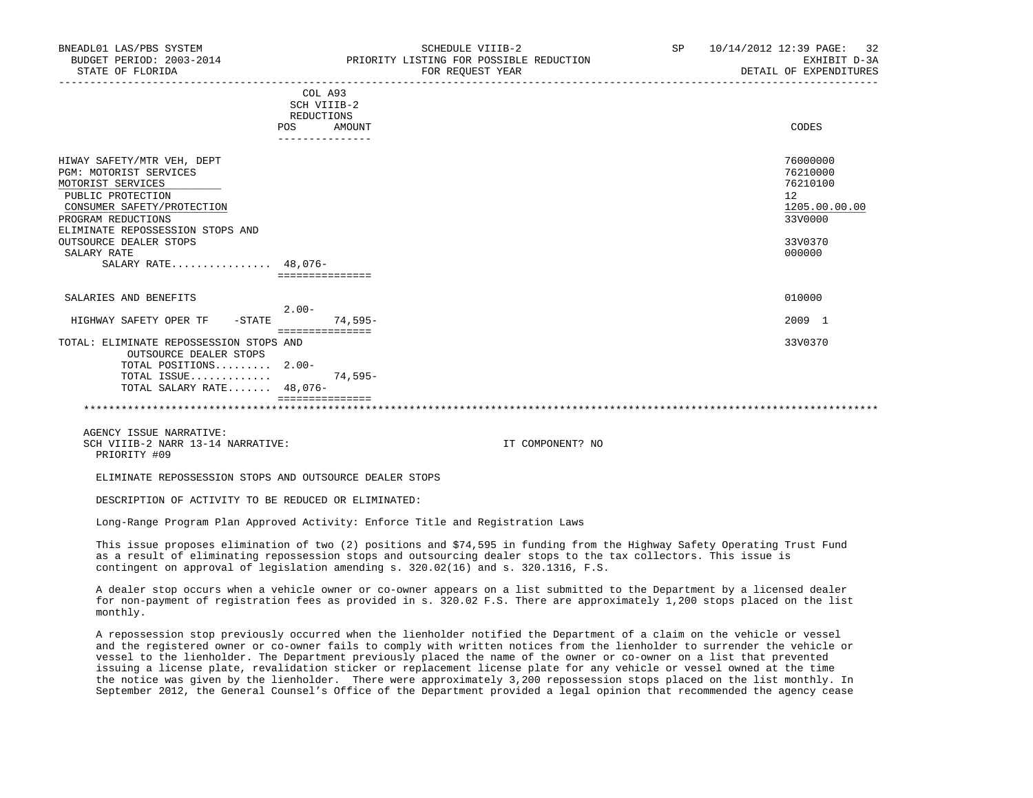BNEADL01 LAS/PBS SYSTEM
BUDGET PERIOD: 2003-2014
STATE OF FLORIDA

SCHEDULE VIIIB-2
PRIORITY LISTING FOR POSSIBLE REDUCTION
FOR REQUEST YEAR

SP 10/14/2012 12:39
EXHIBIT D-3A
DETAIL OF EXPENDITURES

| | COL A93 SCH VIIIB-2 REDUCTIONS POS | AMOUNT | CODES |
|---|---|---|---|
| HIWAY SAFETY/MTR VEH, DEPT | | | 76000000 |
| PGM: MOTORIST SERVICES | | | 76210000 |
| MOTORIST SERVICES | | | 76210100 |
| PUBLIC PROTECTION | | | 12 |
| CONSUMER SAFETY/PROTECTION | | | 1205.00.00.00 |
| PROGRAM REDUCTIONS | | | 33V0000 |
| ELIMINATE REPOSSESSION STOPS AND OUTSOURCE DEALER STOPS | | | 33V0370 |
| SALARY RATE | | | 000000 |
| SALARY RATE................ | 48,076- | | |
| SALARIES AND BENEFITS | | | 010000 |
| HIGHWAY SAFETY OPER TF -STATE | 2.00- | 74,595- | 2009 1 |
| TOTAL: ELIMINATE REPOSSESSION STOPS AND OUTSOURCE DEALER STOPS | | | 33V0370 |
| TOTAL POSITIONS......... | 2.00- | | |
| TOTAL ISSUE............. | | 74,595- | |
| TOTAL SALARY RATE....... | 48,076- | | |

AGENCY ISSUE NARRATIVE:
SCH VIIIB-2 NARR 13-14 NARRATIVE: IT COMPONENT? NO
PRIORITY #09

ELIMINATE REPOSSESSION STOPS AND OUTSOURCE DEALER STOPS

DESCRIPTION OF ACTIVITY TO BE REDUCED OR ELIMINATED:

Long-Range Program Plan Approved Activity: Enforce Title and Registration Laws

This issue proposes elimination of two (2) positions and $74,595 in funding from the Highway Safety Operating Trust Fund as a result of eliminating repossession stops and outsourcing dealer stops to the tax collectors. This issue is contingent on approval of legislation amending s. 320.02(16) and s. 320.1316, F.S.

A dealer stop occurs when a vehicle owner or co-owner appears on a list submitted to the Department by a licensed dealer for non-payment of registration fees as provided in s. 320.02 F.S. There are approximately 1,200 stops placed on the list monthly.

A repossession stop previously occurred when the lienholder notified the Department of a claim on the vehicle or vessel and the registered owner or co-owner fails to comply with written notices from the lienholder to surrender the vehicle or vessel to the lienholder. The Department previously placed the name of the owner or co-owner on a list that prevented issuing a license plate, revalidation sticker or replacement license plate for any vehicle or vessel owned at the time the notice was given by the lienholder. There were approximately 3,200 repossession stops placed on the list monthly. In September 2012, the General Counsel's Office of the Department provided a legal opinion that recommended the agency cease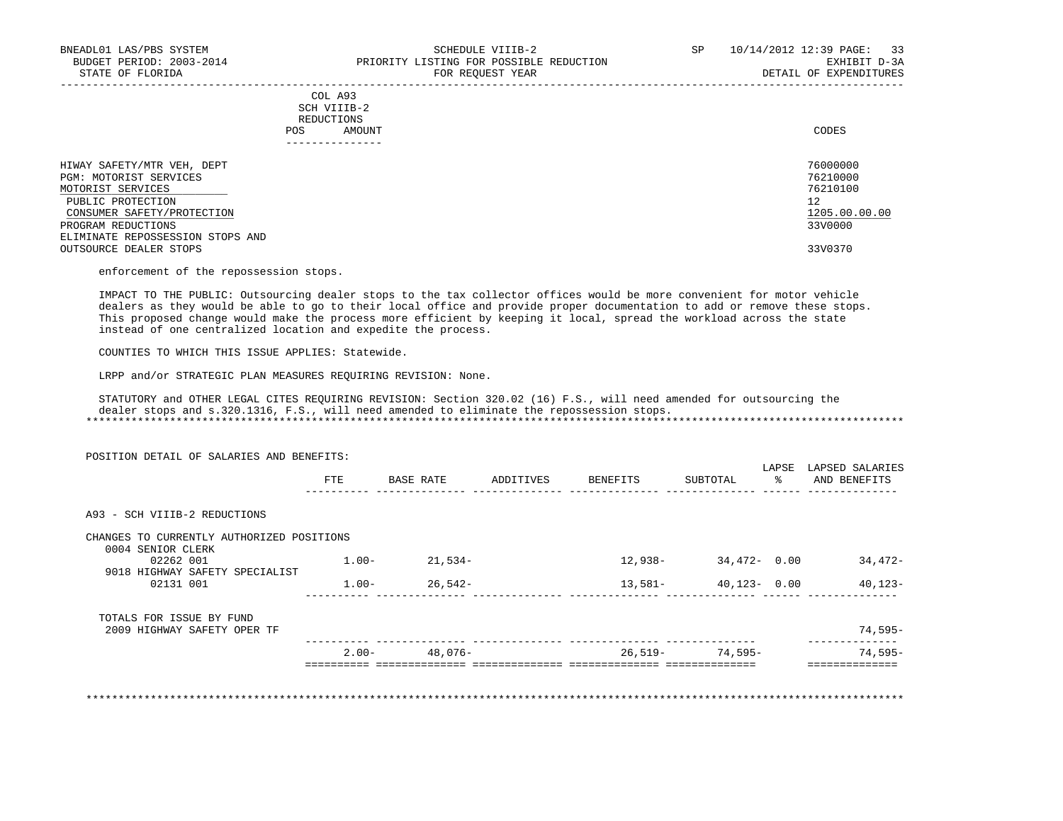| | COL A93 SCH VIIIB-2 REDUCTIONS POS AMOUNT | CODES |
|---|---|---|
| HIWAY SAFETY/MTR VEH, DEPT | | 76000000 |
| PGM: MOTORIST SERVICES | | 76210000 |
| MOTORIST SERVICES | | 76210100 |
| PUBLIC PROTECTION | | 12 |
| CONSUMER SAFETY/PROTECTION | | 1205.00.00.00 |
| PROGRAM REDUCTIONS | | 33V0000 |
| ELIMINATE REPOSSESSION STOPS AND OUTSOURCE DEALER STOPS | | 33V0370 |

enforcement of the repossession stops.

IMPACT TO THE PUBLIC: Outsourcing dealer stops to the tax collector offices would be more convenient for motor vehicle dealers as they would be able to go to their local office and provide proper documentation to add or remove these stops. This proposed change would make the process more efficient by keeping it local, spread the workload across the state instead of one centralized location and expedite the process.

COUNTIES TO WHICH THIS ISSUE APPLIES: Statewide.

LRPP and/or STRATEGIC PLAN MEASURES REQUIRING REVISION: None.

STATUTORY and OTHER LEGAL CITES REQUIRING REVISION: Section 320.02 (16) F.S., will need amended for outsourcing the dealer stops and s.320.1316, F.S., will need amended to eliminate the repossession stops.

***

POSITION DETAIL OF SALARIES AND BENEFITS:

| | FTE | BASE RATE | ADDITIVES | BENEFITS | SUBTOTAL | LAPSE % | LAPSED SALARIES AND BENEFITS |
|---|---|---|---|---|---|---|---|
| A93 - SCH VIIIB-2 REDUCTIONS | | | | | | | |
| CHANGES TO CURRENTLY AUTHORIZED POSITIONS | | | | | | | |
| 0004 SENIOR CLERK | | | | | | | |
| 02262 001 | 1.00- | 21,534- | | 12,938- | 34,472- | 0.00 | 34,472- |
| 9018 HIGHWAY SAFETY SPECIALIST | | | | | | | |
| 02131 001 | 1.00- | 26,542- | | 13,581- | 40,123- | 0.00 | 40,123- |
| TOTALS FOR ISSUE BY FUND | | | | | | | |
| 2009 HIGHWAY SAFETY OPER TF | | | | | | | 74,595- |
| | 2.00- | 48,076- | | 26,519- | 74,595- | | 74,595- |

***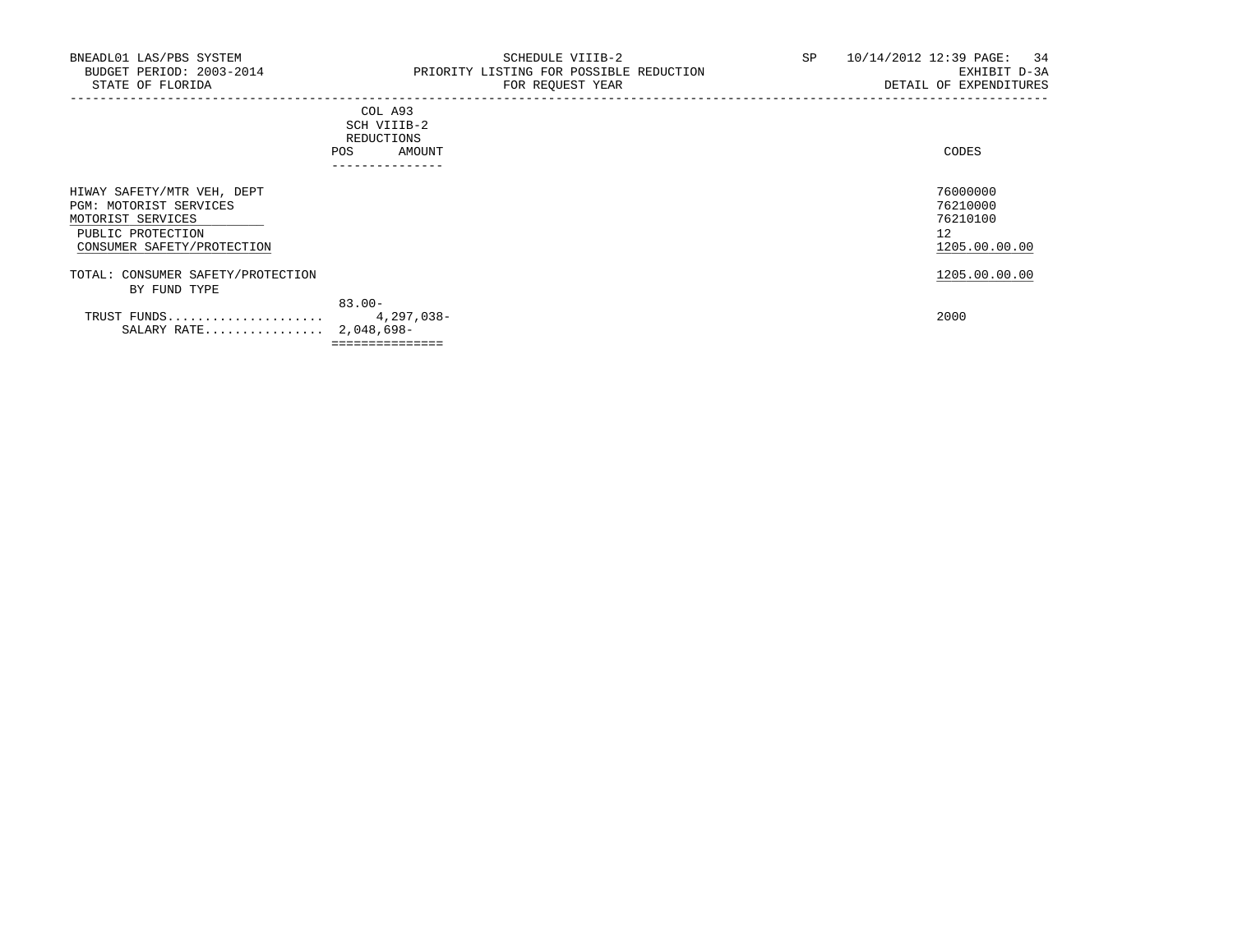BNEADL01 LAS/PBS SYSTEM
BUDGET PERIOD: 2003-2014
STATE OF FLORIDA

SCHEDULE VIIIB-2
PRIORITY LISTING FOR POSSIBLE REDUCTION
FOR REQUEST YEAR

SP 10/14/2012 12:39 PAGE: 34
EXHIBIT D-3A
DETAIL OF EXPENDITURES

| | COL A93 SCH VIIIB-2 REDUCTIONS POS | AMOUNT | CODES |
|---|---|---|---|
| HIWAY SAFETY/MTR VEH, DEPT | | | 76000000 |
| PGM: MOTORIST SERVICES | | | 76210000 |
| MOTORIST SERVICES | | | 76210100 |
| PUBLIC PROTECTION | | | 12 |
| CONSUMER SAFETY/PROTECTION | | | 1205.00.00.00 |
| TOTAL: CONSUMER SAFETY/PROTECTION | | | 1205.00.00.00 |
| BY FUND TYPE | | | |
| | 83.00- | | |
| TRUST FUNDS..................... | | 4,297,038- | 2000 |
| SALARY RATE................ | 2,048,698- | | |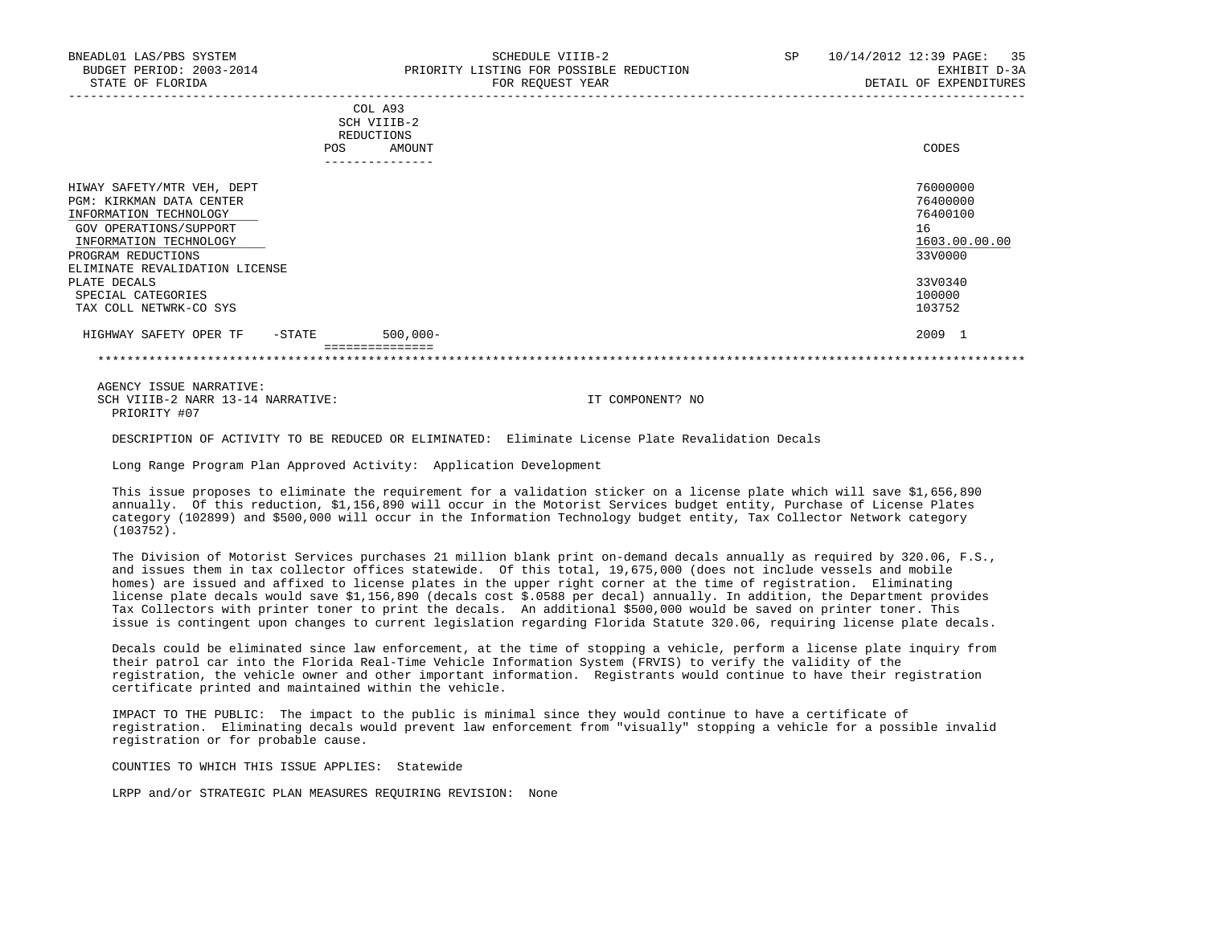BNEADL01 LAS/PBS SYSTEM | SCHEDULE VIIIB-2 | SP 10/14/2012 12:39
BUDGET PERIOD: 2003-2014 | PRIORITY LISTING FOR POSSIBLE REDUCTION | EXHIBIT D-3A
STATE OF FLORIDA | FOR REQUEST YEAR | DETAIL OF EXPENDITURES

| | COL A93 SCH VIIIB-2 REDUCTIONS POS | AMOUNT | CODES |
|---|---|---|---|
| HIWAY SAFETY/MTR VEH, DEPT | | | 76000000 |
| PGM: KIRKMAN DATA CENTER | | | 76400000 |
| INFORMATION TECHNOLOGY | | | 76400100 |
| GOV OPERATIONS/SUPPORT | | | 16 |
| INFORMATION TECHNOLOGY | | | 1603.00.00.00 |
| PROGRAM REDUCTIONS | | | 33V0000 |
| ELIMINATE REVALIDATION LICENSE PLATE DECALS | | | 33V0340 |
| SPECIAL CATEGORIES | | | 100000 |
| TAX COLL NETWRK-CO SYS | | | 103752 |
| HIGHWAY SAFETY OPER TF -STATE | | 500,000- | 2009 1 |

AGENCY ISSUE NARRATIVE:
SCH VIIIB-2 NARR 13-14 NARRATIVE: IT COMPONENT? NO
PRIORITY #07

DESCRIPTION OF ACTIVITY TO BE REDUCED OR ELIMINATED: Eliminate License Plate Revalidation Decals

Long Range Program Plan Approved Activity: Application Development

This issue proposes to eliminate the requirement for a validation sticker on a license plate which will save $1,656,890 annually. Of this reduction, $1,156,890 will occur in the Motorist Services budget entity, Purchase of License Plates category (102899) and $500,000 will occur in the Information Technology budget entity, Tax Collector Network category (103752).

The Division of Motorist Services purchases 21 million blank print on-demand decals annually as required by 320.06, F.S., and issues them in tax collector offices statewide. Of this total, 19,675,000 (does not include vessels and mobile homes) are issued and affixed to license plates in the upper right corner at the time of registration. Eliminating license plate decals would save $1,156,890 (decals cost $.0588 per decal) annually. In addition, the Department provides Tax Collectors with printer toner to print the decals. An additional $500,000 would be saved on printer toner. This issue is contingent upon changes to current legislation regarding Florida Statute 320.06, requiring license plate decals.

Decals could be eliminated since law enforcement, at the time of stopping a vehicle, perform a license plate inquiry from their patrol car into the Florida Real-Time Vehicle Information System (FRVIS) to verify the validity of the registration, the vehicle owner and other important information. Registrants would continue to have their registration certificate printed and maintained within the vehicle.

IMPACT TO THE PUBLIC: The impact to the public is minimal since they would continue to have a certificate of registration. Eliminating decals would prevent law enforcement from "visually" stopping a vehicle for a possible invalid registration or for probable cause.

COUNTIES TO WHICH THIS ISSUE APPLIES: Statewide

LRPP and/or STRATEGIC PLAN MEASURES REQUIRING REVISION: None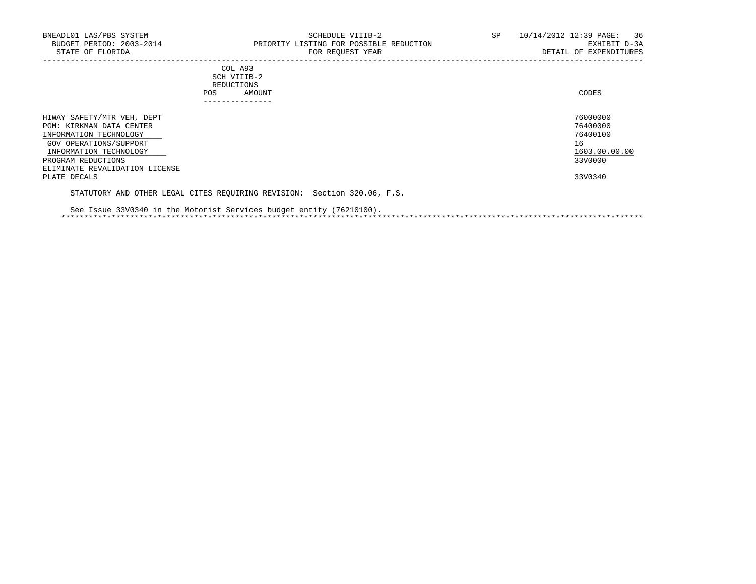BNEADL01 LAS/PBS SYSTEM
BUDGET PERIOD: 2003-2014
STATE OF FLORIDA

SCHEDULE VIIIB-2
PRIORITY LISTING FOR POSSIBLE REDUCTION
FOR REQUEST YEAR

SP 10/14/2012 12:39
EXHIBIT D-3A
DETAIL OF EXPENDITURES

| | COL A93 SCH VIIIB-2 REDUCTIONS POS AMOUNT | CODES |
|---|---|---|
| HIWAY SAFETY/MTR VEH, DEPT | | 76000000 |
| PGM: KIRKMAN DATA CENTER | | 76400000 |
| INFORMATION TECHNOLOGY | | 76400100 |
| GOV OPERATIONS/SUPPORT | | 16 |
| INFORMATION TECHNOLOGY | | 1603.00.00.00 |
| PROGRAM REDUCTIONS | | 33V0000 |
| ELIMINATE REVALIDATION LICENSE PLATE DECALS | | 33V0340 |

STATUTORY AND OTHER LEGAL CITES REQUIRING REVISION: Section 320.06, F.S.

See Issue 33V0340 in the Motorist Services budget entity (76210100).

*************************************************************************************************************************************